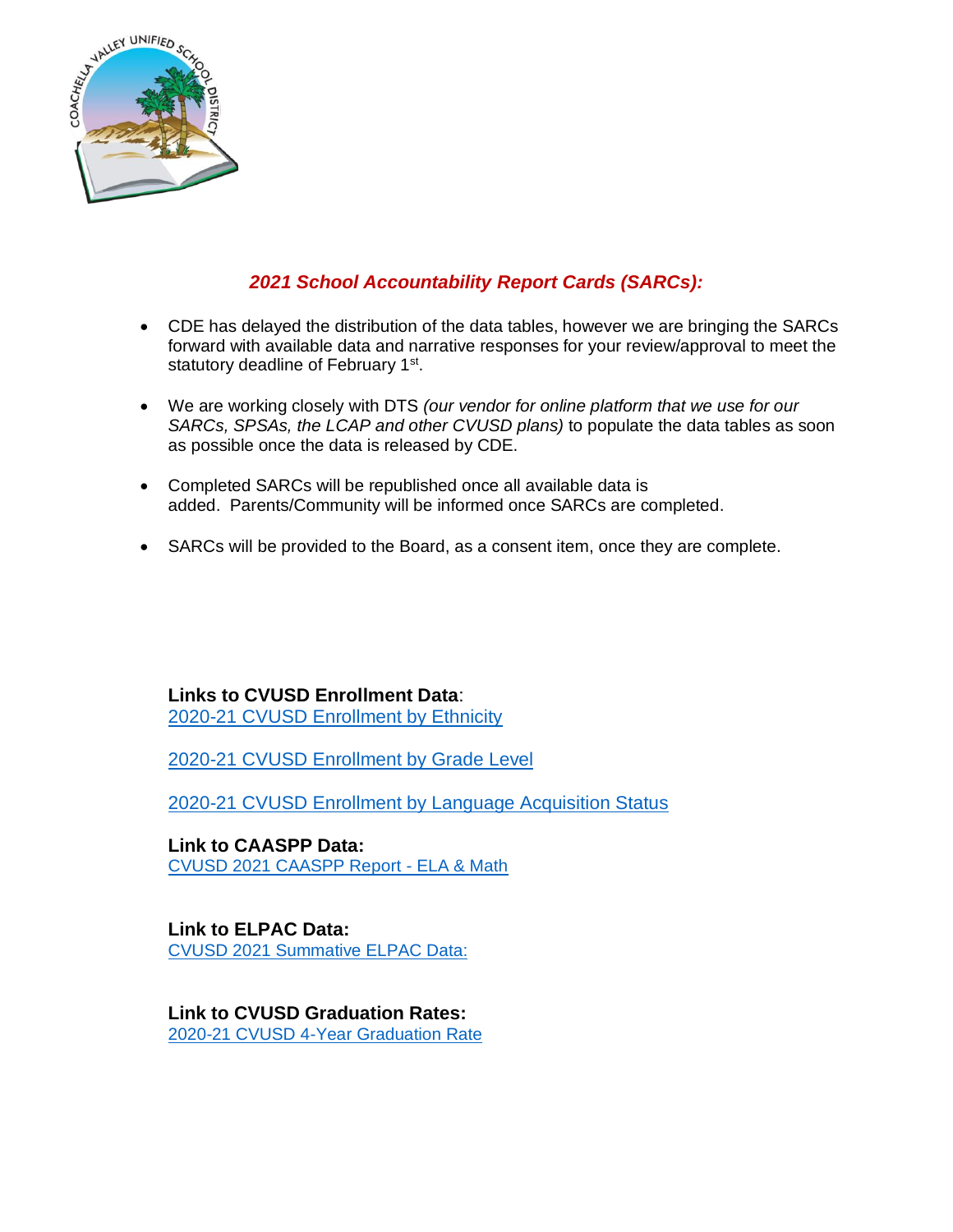## *2021 School Accountability Report Cards (SARCs):*

- CDE has delayed the distribution of the data tables, however we are bringing the SARCs forward with available data and narrative responses for your review/approval to meet the statutory deadline of February 1st.

- We are working closely with DTS *(our vendor for online platform that we use for our SARCs, SPSAs, the LCAP and other CVUSD plans)* to populate the data tables as soon as possible once the data is released by CDE.

- Completed SARCs will be republished once all available data is added. Parents/Community will be informed once SARCs are completed.

- SARCs will be provided to the Board, as a consent item, once they are complete.

**Links to CVUSD Enrollment Data**:
2020-21 CVUSD Enrollment by Ethnicity

2020-21 CVUSD Enrollment by Grade Level

2020-21 CVUSD Enrollment by Language Acquisition Status

**Link to CAASPP Data:**
CVUSD 2021 CAASPP Report - ELA & Math

**Link to ELPAC Data:**
CVUSD 2021 Summative ELPAC Data:

**Link to CVUSD Graduation Rates:**
2020-21 CVUSD 4-Year Graduation Rate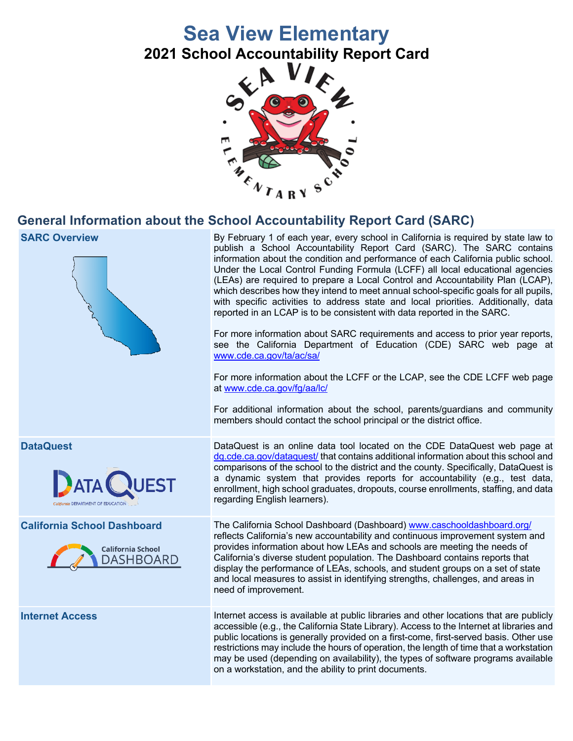# Sea View Elementary

## 2021 School Accountability Report Card

## General Information about the School Accountability Report Card (SARC)

| | |
|---|---|
| **SARC Overview** | By February 1 of each year, every school in California is required by state law to publish a School Accountability Report Card (SARC). The SARC contains information about the condition and performance of each California public school. Under the Local Control Funding Formula (LCFF) all local educational agencies (LEAs) are required to prepare a Local Control and Accountability Plan (LCAP), which describes how they intend to meet annual school-specific goals for all pupils, with specific activities to address state and local priorities. Additionally, data reported in an LCAP is to be consistent with data reported in the SARC.<br><br>For more information about SARC requirements and access to prior year reports, see the California Department of Education (CDE) SARC web page at www.cde.ca.gov/ta/ac/sa/<br><br>For more information about the LCFF or the LCAP, see the CDE LCFF web page at www.cde.ca.gov/fg/aa/lc/<br><br>For additional information about the school, parents/guardians and community members should contact the school principal or the district office. |
| **DataQuest** | DataQuest is an online data tool located on the CDE DataQuest web page at dq.cde.ca.gov/dataquest/ that contains additional information about this school and comparisons of the school to the district and the county. Specifically, DataQuest is a dynamic system that provides reports for accountability (e.g., test data, enrollment, high school graduates, dropouts, course enrollments, staffing, and data regarding English learners). |
| **California School Dashboard** | The California School Dashboard (Dashboard) www.caschooldashboard.org/ reflects California's new accountability and continuous improvement system and provides information about how LEAs and schools are meeting the needs of California's diverse student population. The Dashboard contains reports that display the performance of LEAs, schools, and student groups on a set of state and local measures to assist in identifying strengths, challenges, and areas in need of improvement. |
| **Internet Access** | Internet access is available at public libraries and other locations that are publicly accessible (e.g., the California State Library). Access to the Internet at libraries and public locations is generally provided on a first-come, first-served basis. Other use restrictions may include the hours of operation, the length of time that a workstation may be used (depending on availability), the types of software programs available on a workstation, and the ability to print documents. |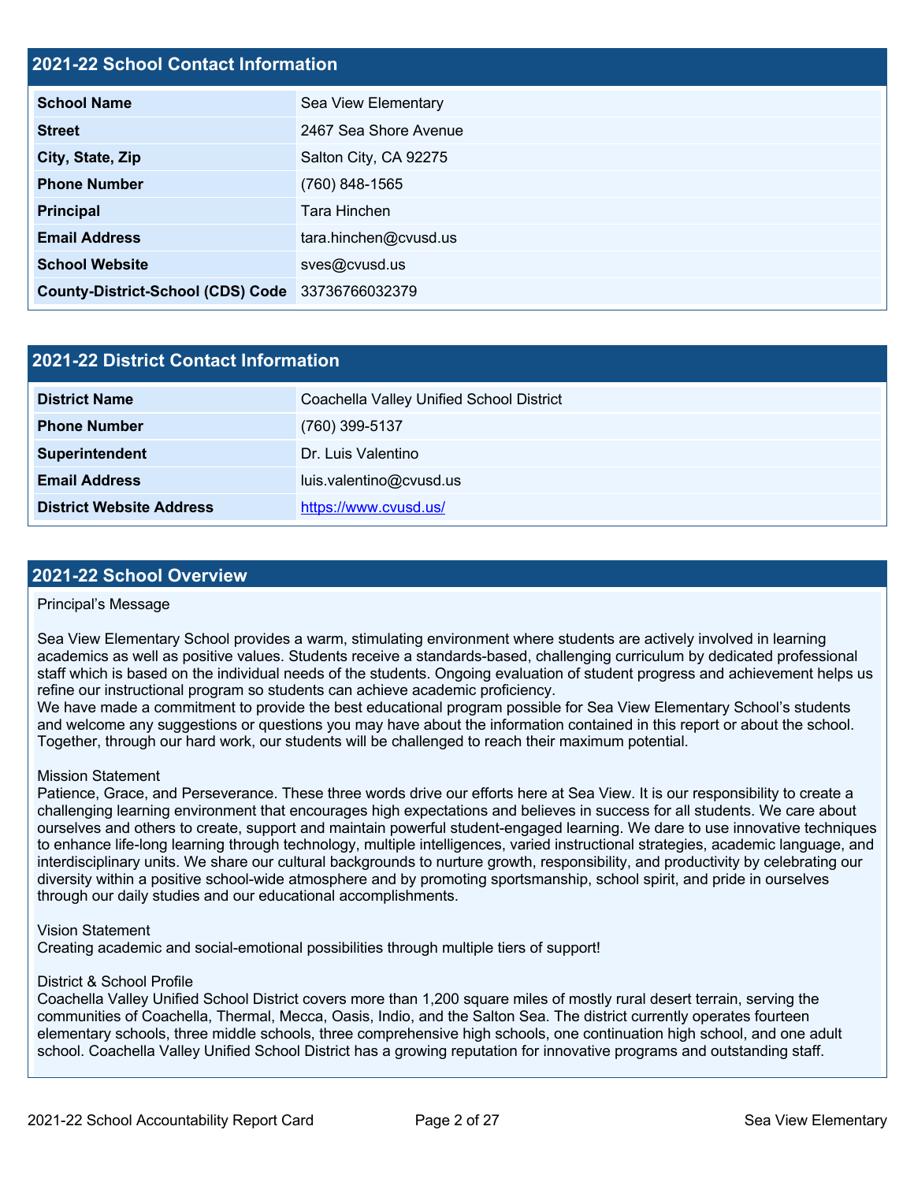## 2021-22 School Contact Information

| 2021-22 School Contact Information | |
|---|---|
| **School Name** | Sea View Elementary |
| **Street** | 2467 Sea Shore Avenue |
| **City, State, Zip** | Salton City, CA 92275 |
| **Phone Number** | (760) 848-1565 |
| **Principal** | Tara Hinchen |
| **Email Address** | tara.hinchen@cvusd.us |
| **School Website** | sves@cvusd.us |
| **County-District-School (CDS) Code** | 33736766032379 |

## 2021-22 District Contact Information

| 2021-22 District Contact Information | |
|---|---|
| **District Name** | Coachella Valley Unified School District |
| **Phone Number** | (760) 399-5137 |
| **Superintendent** | Dr. Luis Valentino |
| **Email Address** | luis.valentino@cvusd.us |
| **District Website Address** | https://www.cvusd.us/ |

## 2021-22 School Overview

Principal's Message

Sea View Elementary School provides a warm, stimulating environment where students are actively involved in learning academics as well as positive values. Students receive a standards-based, challenging curriculum by dedicated professional staff which is based on the individual needs of the students. Ongoing evaluation of student progress and achievement helps us refine our instructional program so students can achieve academic proficiency.
We have made a commitment to provide the best educational program possible for Sea View Elementary School's students and welcome any suggestions or questions you may have about the information contained in this report or about the school. Together, through our hard work, our students will be challenged to reach their maximum potential.

Mission Statement
Patience, Grace, and Perseverance. These three words drive our efforts here at Sea View. It is our responsibility to create a challenging learning environment that encourages high expectations and believes in success for all students. We care about ourselves and others to create, support and maintain powerful student-engaged learning. We dare to use innovative techniques to enhance life-long learning through technology, multiple intelligences, varied instructional strategies, academic language, and interdisciplinary units. We share our cultural backgrounds to nurture growth, responsibility, and productivity by celebrating our diversity within a positive school-wide atmosphere and by promoting sportsmanship, school spirit, and pride in ourselves through our daily studies and our educational accomplishments.

Vision Statement
Creating academic and social-emotional possibilities through multiple tiers of support!

District & School Profile
Coachella Valley Unified School District covers more than 1,200 square miles of mostly rural desert terrain, serving the communities of Coachella, Thermal, Mecca, Oasis, Indio, and the Salton Sea. The district currently operates fourteen elementary schools, three middle schools, three comprehensive high schools, one continuation high school, and one adult school. Coachella Valley Unified School District has a growing reputation for innovative programs and outstanding staff.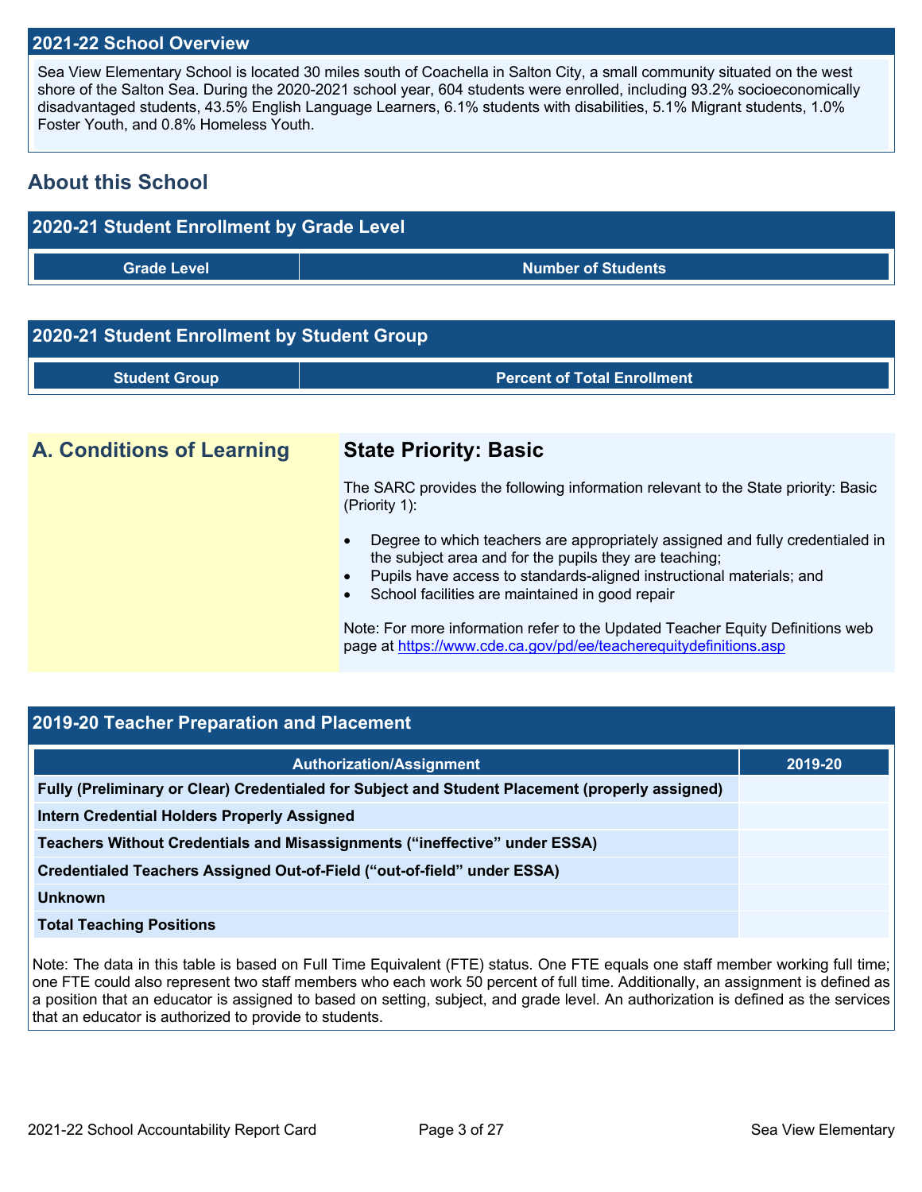## 2021-22 School Overview

Sea View Elementary School is located 30 miles south of Coachella in Salton City, a small community situated on the west shore of the Salton Sea. During the 2020-2021 school year, 604 students were enrolled, including 93.2% socioeconomically disadvantaged students, 43.5% English Language Learners, 6.1% students with disabilities, 5.1% Migrant students, 1.0% Foster Youth, and 0.8% Homeless Youth.

## About this School

### 2020-21 Student Enrollment by Grade Level

| Grade Level | Number of Students |
| --- | --- |

### 2020-21 Student Enrollment by Student Group

| Student Group | Percent of Total Enrollment |
| --- | --- |

## A. Conditions of Learning

### State Priority: Basic

The SARC provides the following information relevant to the State priority: Basic (Priority 1):

- Degree to which teachers are appropriately assigned and fully credentialed in the subject area and for the pupils they are teaching;
- Pupils have access to standards-aligned instructional materials; and
- School facilities are maintained in good repair

Note: For more information refer to the Updated Teacher Equity Definitions web page at https://www.cde.ca.gov/pd/ee/teacherequitydefinitions.asp

### 2019-20 Teacher Preparation and Placement

| Authorization/Assignment | 2019-20 |
| --- | --- |
| **Fully (Preliminary or Clear) Credentialed for Subject and Student Placement (properly assigned)** | |
| **Intern Credential Holders Properly Assigned** | |
| **Teachers Without Credentials and Misassignments ("ineffective" under ESSA)** | |
| **Credentialed Teachers Assigned Out-of-Field ("out-of-field" under ESSA)** | |
| **Unknown** | |
| **Total Teaching Positions** | |

Note: The data in this table is based on Full Time Equivalent (FTE) status. One FTE equals one staff member working full time; one FTE could also represent two staff members who each work 50 percent of full time. Additionally, an assignment is defined as a position that an educator is assigned to based on setting, subject, and grade level. An authorization is defined as the services that an educator is authorized to provide to students.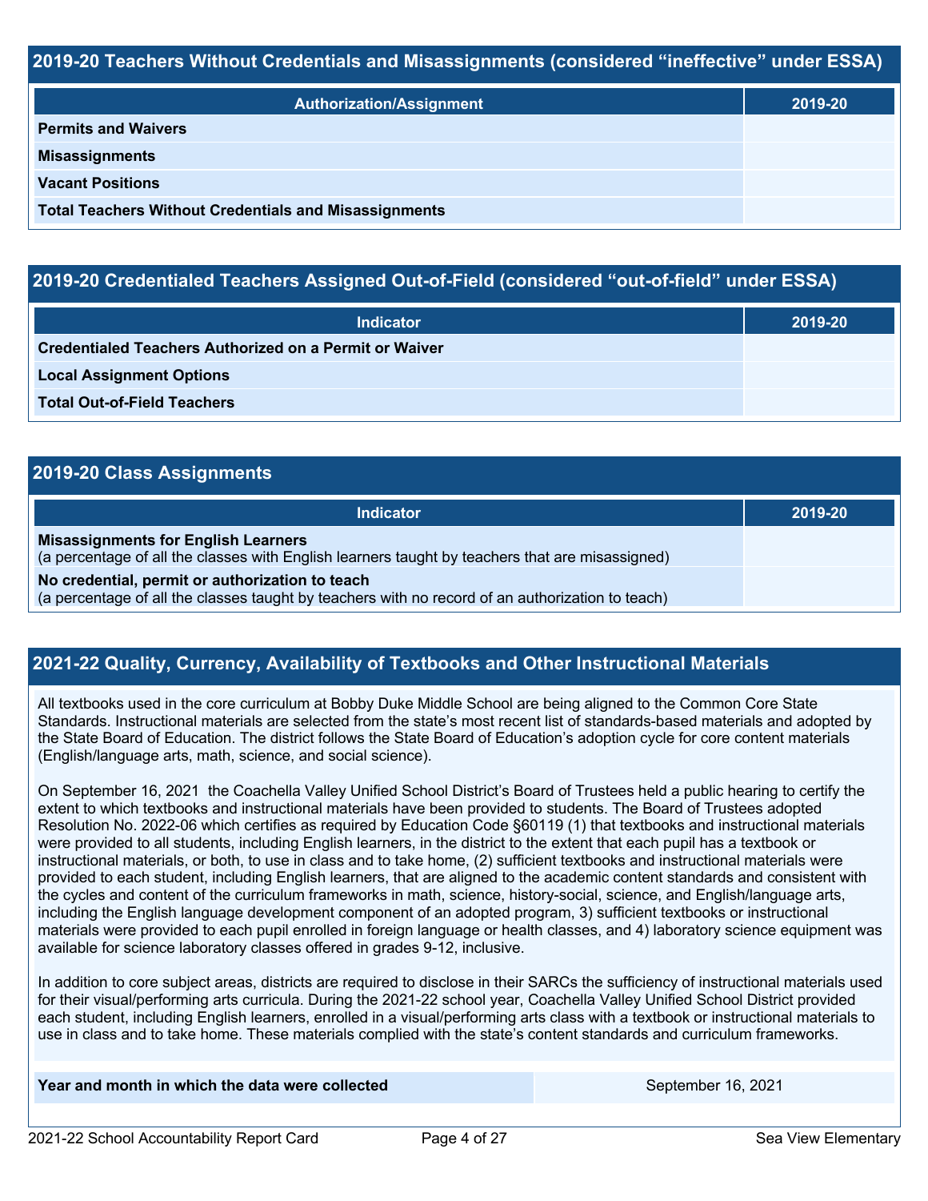## 2019-20 Teachers Without Credentials and Misassignments (considered "ineffective" under ESSA)

| Authorization/Assignment | 2019-20 |
|---|---|
| **Permits and Waivers** | |
| **Misassignments** | |
| **Vacant Positions** | |
| **Total Teachers Without Credentials and Misassignments** | |

## 2019-20 Credentialed Teachers Assigned Out-of-Field (considered "out-of-field" under ESSA)

| Indicator | 2019-20 |
|---|---|
| **Credentialed Teachers Authorized on a Permit or Waiver** | |
| **Local Assignment Options** | |
| **Total Out-of-Field Teachers** | |

## 2019-20 Class Assignments

| Indicator | 2019-20 |
|---|---|
| **Misassignments for English Learners** (a percentage of all the classes with English learners taught by teachers that are misassigned) | |
| **No credential, permit or authorization to teach** (a percentage of all the classes taught by teachers with no record of an authorization to teach) | |

## 2021-22 Quality, Currency, Availability of Textbooks and Other Instructional Materials

All textbooks used in the core curriculum at Bobby Duke Middle School are being aligned to the Common Core State Standards. Instructional materials are selected from the state's most recent list of standards-based materials and adopted by the State Board of Education. The district follows the State Board of Education's adoption cycle for core content materials (English/language arts, math, science, and social science).

On September 16, 2021 the Coachella Valley Unified School District's Board of Trustees held a public hearing to certify the extent to which textbooks and instructional materials have been provided to students. The Board of Trustees adopted Resolution No. 2022-06 which certifies as required by Education Code §60119 (1) that textbooks and instructional materials were provided to all students, including English learners, in the district to the extent that each pupil has a textbook or instructional materials, or both, to use in class and to take home, (2) sufficient textbooks and instructional materials were provided to each student, including English learners, that are aligned to the academic content standards and consistent with the cycles and content of the curriculum frameworks in math, science, history-social, science, and English/language arts, including the English language development component of an adopted program, 3) sufficient textbooks or instructional materials were provided to each pupil enrolled in foreign language or health classes, and 4) laboratory science equipment was available for science laboratory classes offered in grades 9-12, inclusive.

In addition to core subject areas, districts are required to disclose in their SARCs the sufficiency of instructional materials used for their visual/performing arts curricula. During the 2021-22 school year, Coachella Valley Unified School District provided each student, including English learners, enrolled in a visual/performing arts class with a textbook or instructional materials to use in class and to take home. These materials complied with the state's content standards and curriculum frameworks.

| **Year and month in which the data were collected** | September 16, 2021 |
|---|---|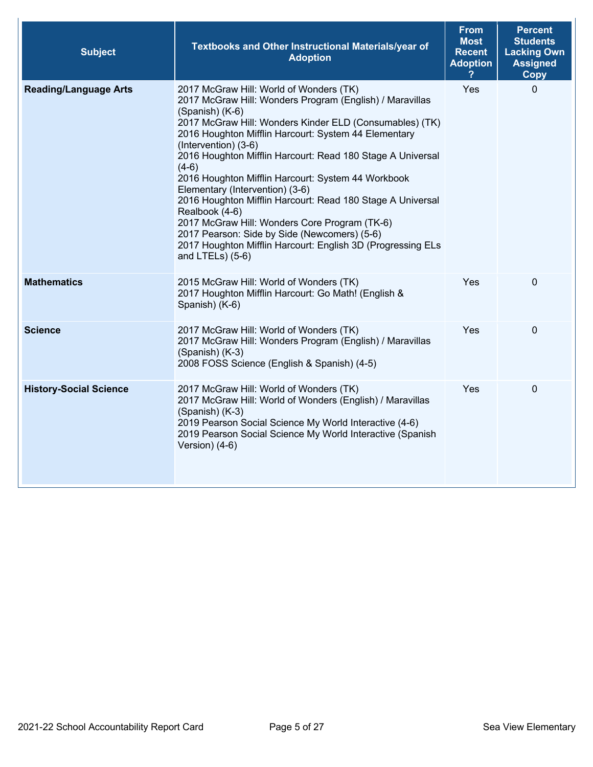| Subject | Textbooks and Other Instructional Materials/year of Adoption | From Most Recent Adoption ? | Percent Students Lacking Own Assigned Copy |
|---|---|---|---|
| **Reading/Language Arts** | 2017 McGraw Hill: World of Wonders (TK)<br>2017 McGraw Hill: Wonders Program (English) / Maravillas (Spanish) (K-6)<br>2017 McGraw Hill: Wonders Kinder ELD (Consumables) (TK)<br>2016 Houghton Mifflin Harcourt: System 44 Elementary (Intervention) (3-6)<br>2016 Houghton Mifflin Harcourt: Read 180 Stage A Universal (4-6)<br>2016 Houghton Mifflin Harcourt: System 44 Workbook Elementary (Intervention) (3-6)<br>2016 Houghton Mifflin Harcourt: Read 180 Stage A Universal Realbook (4-6)<br>2017 McGraw Hill: Wonders Core Program (TK-6)<br>2017 Pearson: Side by Side (Newcomers) (5-6)<br>2017 Houghton Mifflin Harcourt: English 3D (Progressing ELs and LTELs) (5-6) | Yes | 0 |
| **Mathematics** | 2015 McGraw Hill: World of Wonders (TK)<br>2017 Houghton Mifflin Harcourt: Go Math! (English & Spanish) (K-6) | Yes | 0 |
| **Science** | 2017 McGraw Hill: World of Wonders (TK)<br>2017 McGraw Hill: Wonders Program (English) / Maravillas (Spanish) (K-3)<br>2008 FOSS Science (English & Spanish) (4-5) | Yes | 0 |
| **History-Social Science** | 2017 McGraw Hill: World of Wonders (TK)<br>2017 McGraw Hill: World of Wonders (English) / Maravillas (Spanish) (K-3)<br>2019 Pearson Social Science My World Interactive (4-6)<br>2019 Pearson Social Science My World Interactive (Spanish Version) (4-6) | Yes | 0 |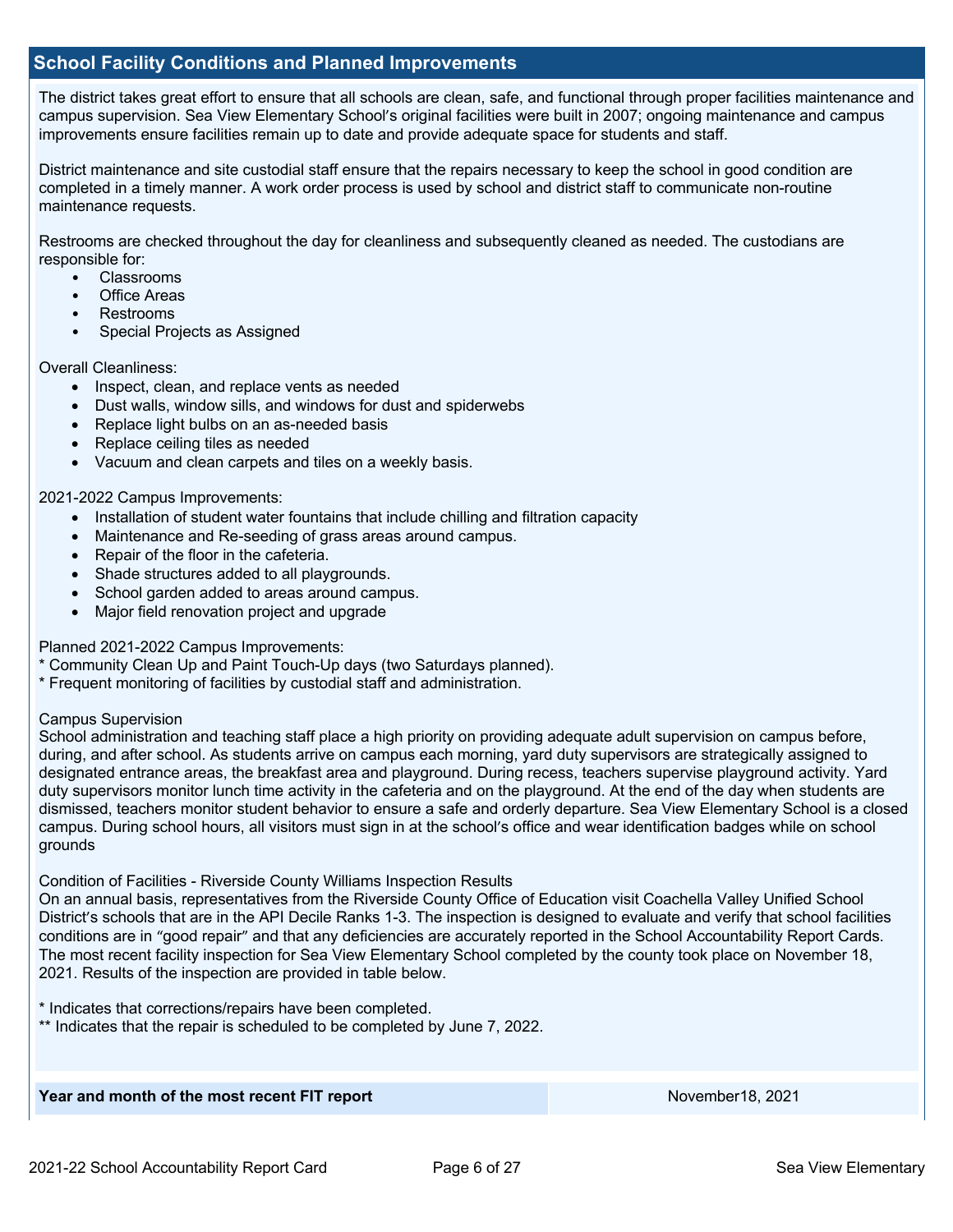## School Facility Conditions and Planned Improvements

The district takes great effort to ensure that all schools are clean, safe, and functional through proper facilities maintenance and campus supervision. Sea View Elementary School's original facilities were built in 2007; ongoing maintenance and campus improvements ensure facilities remain up to date and provide adequate space for students and staff.

District maintenance and site custodial staff ensure that the repairs necessary to keep the school in good condition are completed in a timely manner. A work order process is used by school and district staff to communicate non-routine maintenance requests.

Restrooms are checked throughout the day for cleanliness and subsequently cleaned as needed. The custodians are responsible for:

- Classrooms
- Office Areas
- Restrooms
- Special Projects as Assigned

Overall Cleanliness:

- Inspect, clean, and replace vents as needed
- Dust walls, window sills, and windows for dust and spiderwebs
- Replace light bulbs on an as-needed basis
- Replace ceiling tiles as needed
- Vacuum and clean carpets and tiles on a weekly basis.

2021-2022 Campus Improvements:

- Installation of student water fountains that include chilling and filtration capacity
- Maintenance and Re-seeding of grass areas around campus.
- Repair of the floor in the cafeteria.
- Shade structures added to all playgrounds.
- School garden added to areas around campus.
- Major field renovation project and upgrade

Planned 2021-2022 Campus Improvements:
* Community Clean Up and Paint Touch-Up days (two Saturdays planned).
* Frequent monitoring of facilities by custodial staff and administration.

Campus Supervision
School administration and teaching staff place a high priority on providing adequate adult supervision on campus before, during, and after school. As students arrive on campus each morning, yard duty supervisors are strategically assigned to designated entrance areas, the breakfast area and playground. During recess, teachers supervise playground activity. Yard duty supervisors monitor lunch time activity in the cafeteria and on the playground. At the end of the day when students are dismissed, teachers monitor student behavior to ensure a safe and orderly departure. Sea View Elementary School is a closed campus. During school hours, all visitors must sign in at the school's office and wear identification badges while on school grounds

Condition of Facilities - Riverside County Williams Inspection Results
On an annual basis, representatives from the Riverside County Office of Education visit Coachella Valley Unified School District's schools that are in the API Decile Ranks 1-3. The inspection is designed to evaluate and verify that school facilities conditions are in "good repair" and that any deficiencies are accurately reported in the School Accountability Report Cards. The most recent facility inspection for Sea View Elementary School completed by the county took place on November 18, 2021. Results of the inspection are provided in table below.

* Indicates that corrections/repairs have been completed.
** Indicates that the repair is scheduled to be completed by June 7, 2022.

| Year and month of the most recent FIT report | November18, 2021 |
| --- | --- |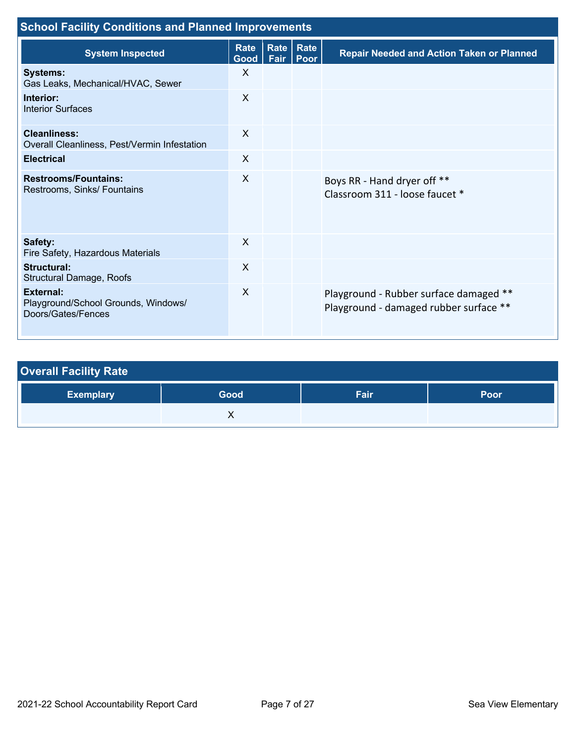## School Facility Conditions and Planned Improvements

| System Inspected | Rate Good | Rate Fair | Rate Poor | Repair Needed and Action Taken or Planned |
|---|---|---|---|---|
| **Systems:** Gas Leaks, Mechanical/HVAC, Sewer | X | | | |
| **Interior:** Interior Surfaces | X | | | |
| **Cleanliness:** Overall Cleanliness, Pest/Vermin Infestation | X | | | |
| **Electrical** | X | | | |
| **Restrooms/Fountains:** Restrooms, Sinks/ Fountains | X | | | Boys RR - Hand dryer off ** <br> Classroom 311 - loose faucet * |
| **Safety:** Fire Safety, Hazardous Materials | X | | | |
| **Structural:** Structural Damage, Roofs | X | | | |
| **External:** Playground/School Grounds, Windows/ Doors/Gates/Fences | X | | | Playground - Rubber surface damaged ** <br> Playground - damaged rubber surface ** |

## Overall Facility Rate

| Exemplary | Good | Fair | Poor |
|---|---|---|---|
| | X | | |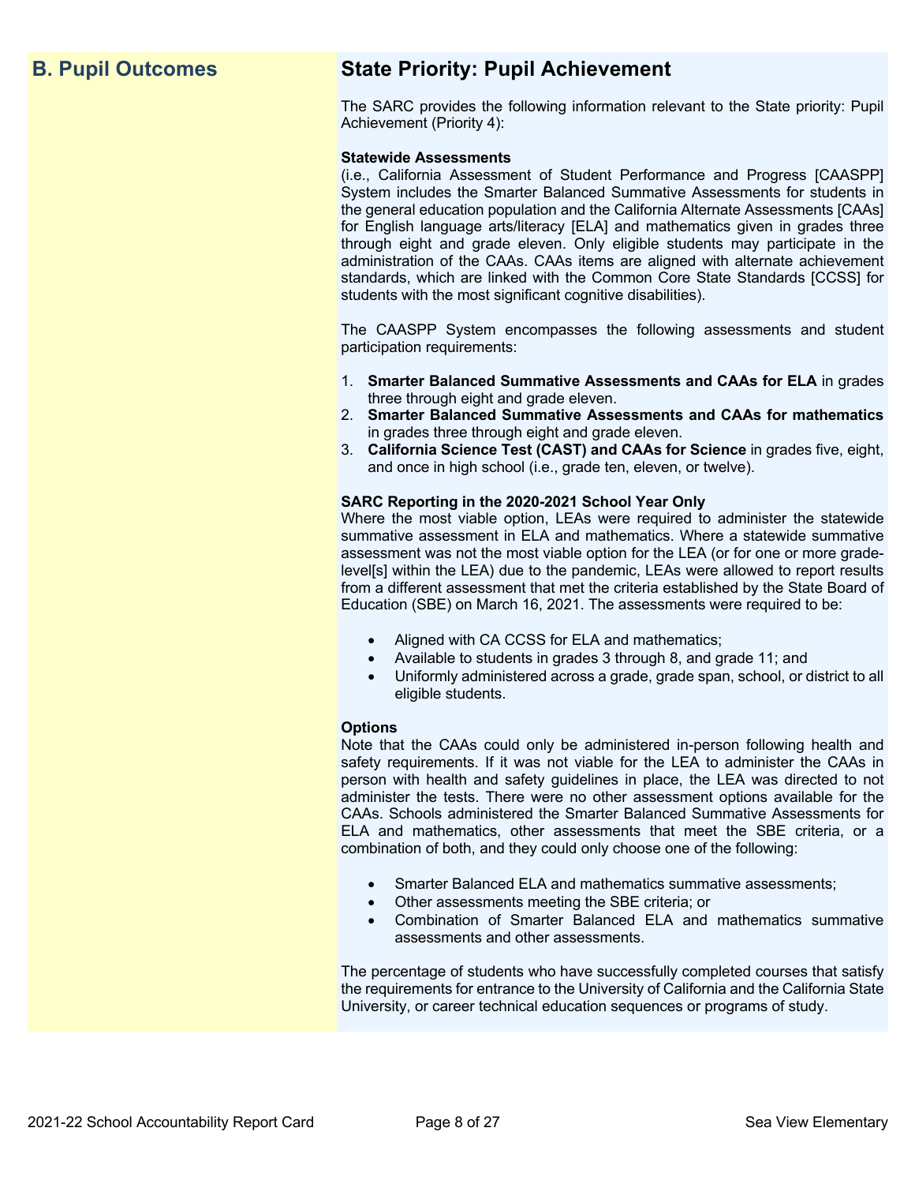## B. Pupil Outcomes

## State Priority: Pupil Achievement

The SARC provides the following information relevant to the State priority: Pupil Achievement (Priority 4):

**Statewide Assessments**
(i.e., California Assessment of Student Performance and Progress [CAASPP] System includes the Smarter Balanced Summative Assessments for students in the general education population and the California Alternate Assessments [CAAs] for English language arts/literacy [ELA] and mathematics given in grades three through eight and grade eleven. Only eligible students may participate in the administration of the CAAs. CAAs items are aligned with alternate achievement standards, which are linked with the Common Core State Standards [CCSS] for students with the most significant cognitive disabilities).

The CAASPP System encompasses the following assessments and student participation requirements:

1. **Smarter Balanced Summative Assessments and CAAs for ELA** in grades three through eight and grade eleven.
2. **Smarter Balanced Summative Assessments and CAAs for mathematics** in grades three through eight and grade eleven.
3. **California Science Test (CAST) and CAAs for Science** in grades five, eight, and once in high school (i.e., grade ten, eleven, or twelve).

**SARC Reporting in the 2020-2021 School Year Only**
Where the most viable option, LEAs were required to administer the statewide summative assessment in ELA and mathematics. Where a statewide summative assessment was not the most viable option for the LEA (or for one or more grade-level[s] within the LEA) due to the pandemic, LEAs were allowed to report results from a different assessment that met the criteria established by the State Board of Education (SBE) on March 16, 2021. The assessments were required to be:

- Aligned with CA CCSS for ELA and mathematics;
- Available to students in grades 3 through 8, and grade 11; and
- Uniformly administered across a grade, grade span, school, or district to all eligible students.

**Options**
Note that the CAAs could only be administered in-person following health and safety requirements. If it was not viable for the LEA to administer the CAAs in person with health and safety guidelines in place, the LEA was directed to not administer the tests. There were no other assessment options available for the CAAs. Schools administered the Smarter Balanced Summative Assessments for ELA and mathematics, other assessments that meet the SBE criteria, or a combination of both, and they could only choose one of the following:

- Smarter Balanced ELA and mathematics summative assessments;
- Other assessments meeting the SBE criteria; or
- Combination of Smarter Balanced ELA and mathematics summative assessments and other assessments.

The percentage of students who have successfully completed courses that satisfy the requirements for entrance to the University of California and the California State University, or career technical education sequences or programs of study.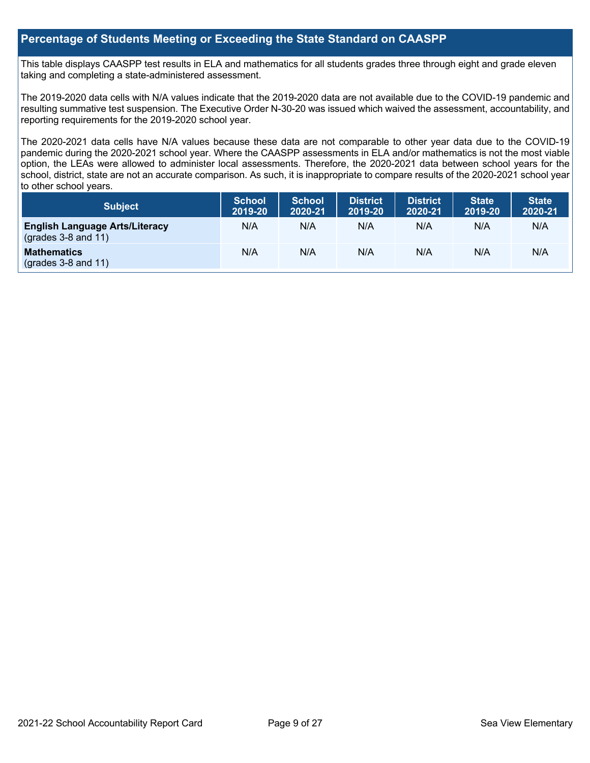## Percentage of Students Meeting or Exceeding the State Standard on CAASPP

This table displays CAASPP test results in ELA and mathematics for all students grades three through eight and grade eleven taking and completing a state-administered assessment.

The 2019-2020 data cells with N/A values indicate that the 2019-2020 data are not available due to the COVID-19 pandemic and resulting summative test suspension. The Executive Order N-30-20 was issued which waived the assessment, accountability, and reporting requirements for the 2019-2020 school year.

The 2020-2021 data cells have N/A values because these data are not comparable to other year data due to the COVID-19 pandemic during the 2020-2021 school year. Where the CAASPP assessments in ELA and/or mathematics is not the most viable option, the LEAs were allowed to administer local assessments. Therefore, the 2020-2021 data between school years for the school, district, state are not an accurate comparison. As such, it is inappropriate to compare results of the 2020-2021 school year to other school years.

| Subject | School 2019-20 | School 2020-21 | District 2019-20 | District 2020-21 | State 2019-20 | State 2020-21 |
| --- | --- | --- | --- | --- | --- | --- |
| **English Language Arts/Literacy** (grades 3-8 and 11) | N/A | N/A | N/A | N/A | N/A | N/A |
| **Mathematics** (grades 3-8 and 11) | N/A | N/A | N/A | N/A | N/A | N/A |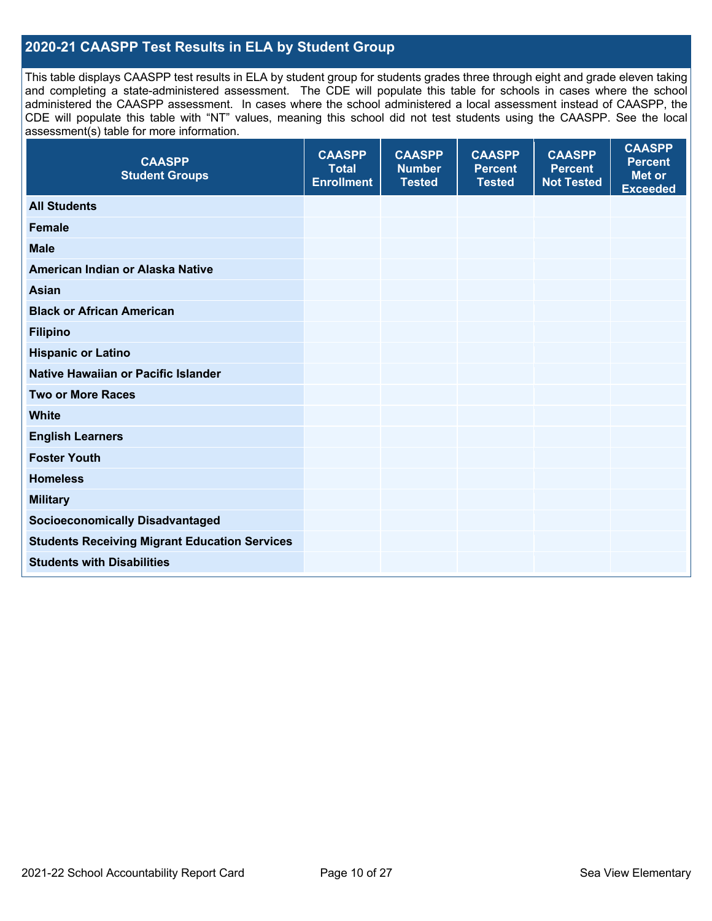## 2020-21 CAASPP Test Results in ELA by Student Group

This table displays CAASPP test results in ELA by student group for students grades three through eight and grade eleven taking and completing a state-administered assessment. The CDE will populate this table for schools in cases where the school administered the CAASPP assessment. In cases where the school administered a local assessment instead of CAASPP, the CDE will populate this table with "NT" values, meaning this school did not test students using the CAASPP. See the local assessment(s) table for more information.

| CAASPP Student Groups | CAASPP Total Enrollment | CAASPP Number Tested | CAASPP Percent Tested | CAASPP Percent Not Tested | CAASPP Percent Met or Exceeded |
|---|---|---|---|---|---|
| **All Students** | | | | | |
| **Female** | | | | | |
| **Male** | | | | | |
| **American Indian or Alaska Native** | | | | | |
| **Asian** | | | | | |
| **Black or African American** | | | | | |
| **Filipino** | | | | | |
| **Hispanic or Latino** | | | | | |
| **Native Hawaiian or Pacific Islander** | | | | | |
| **Two or More Races** | | | | | |
| **White** | | | | | |
| **English Learners** | | | | | |
| **Foster Youth** | | | | | |
| **Homeless** | | | | | |
| **Military** | | | | | |
| **Socioeconomically Disadvantaged** | | | | | |
| **Students Receiving Migrant Education Services** | | | | | |
| **Students with Disabilities** | | | | | |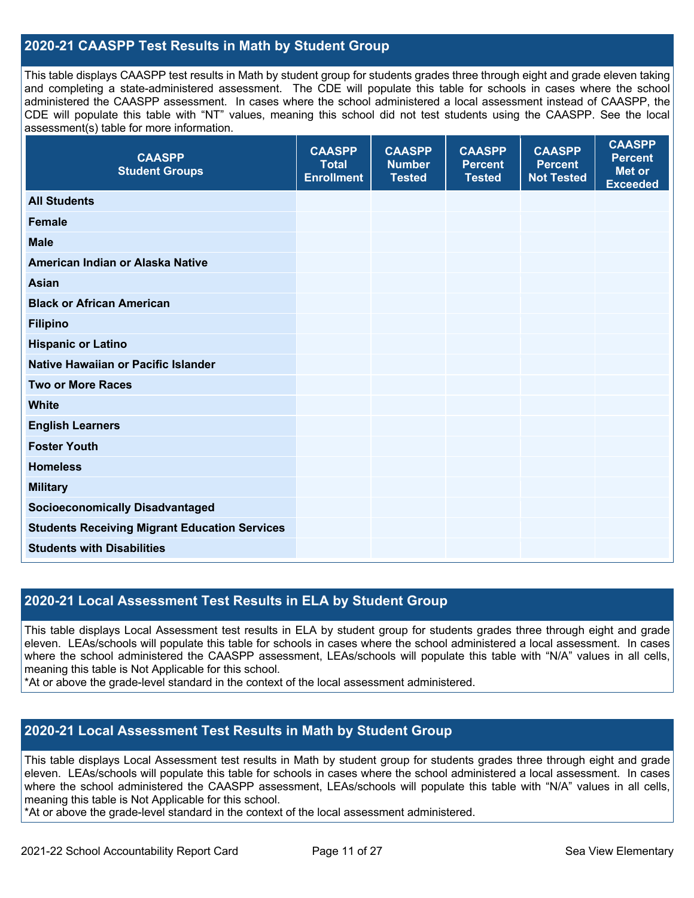## 2020-21 CAASPP Test Results in Math by Student Group

This table displays CAASPP test results in Math by student group for students grades three through eight and grade eleven taking and completing a state-administered assessment. The CDE will populate this table for schools in cases where the school administered the CAASPP assessment. In cases where the school administered a local assessment instead of CAASPP, the CDE will populate this table with "NT" values, meaning this school did not test students using the CAASPP. See the local assessment(s) table for more information.

| CAASPP Student Groups | CAASPP Total Enrollment | CAASPP Number Tested | CAASPP Percent Tested | CAASPP Percent Not Tested | CAASPP Percent Met or Exceeded |
|---|---|---|---|---|---|
| **All Students** | | | | | |
| **Female** | | | | | |
| **Male** | | | | | |
| **American Indian or Alaska Native** | | | | | |
| **Asian** | | | | | |
| **Black or African American** | | | | | |
| **Filipino** | | | | | |
| **Hispanic or Latino** | | | | | |
| **Native Hawaiian or Pacific Islander** | | | | | |
| **Two or More Races** | | | | | |
| **White** | | | | | |
| **English Learners** | | | | | |
| **Foster Youth** | | | | | |
| **Homeless** | | | | | |
| **Military** | | | | | |
| **Socioeconomically Disadvantaged** | | | | | |
| **Students Receiving Migrant Education Services** | | | | | |
| **Students with Disabilities** | | | | | |

## 2020-21 Local Assessment Test Results in ELA by Student Group

This table displays Local Assessment test results in ELA by student group for students grades three through eight and grade eleven. LEAs/schools will populate this table for schools in cases where the school administered a local assessment. In cases where the school administered the CAASPP assessment, LEAs/schools will populate this table with "N/A" values in all cells, meaning this table is Not Applicable for this school.

*At or above the grade-level standard in the context of the local assessment administered.

## 2020-21 Local Assessment Test Results in Math by Student Group

This table displays Local Assessment test results in Math by student group for students grades three through eight and grade eleven. LEAs/schools will populate this table for schools in cases where the school administered a local assessment. In cases where the school administered the CAASPP assessment, LEAs/schools will populate this table with "N/A" values in all cells, meaning this table is Not Applicable for this school.

*At or above the grade-level standard in the context of the local assessment administered.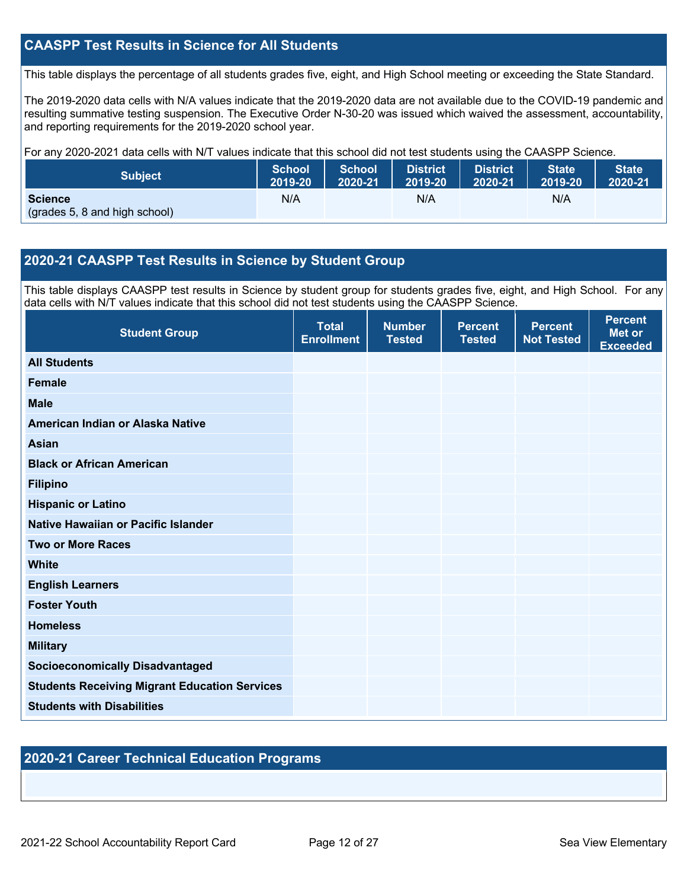## CAASPP Test Results in Science for All Students

This table displays the percentage of all students grades five, eight, and High School meeting or exceeding the State Standard.

The 2019-2020 data cells with N/A values indicate that the 2019-2020 data are not available due to the COVID-19 pandemic and resulting summative testing suspension. The Executive Order N-30-20 was issued which waived the assessment, accountability, and reporting requirements for the 2019-2020 school year.

For any 2020-2021 data cells with N/T values indicate that this school did not test students using the CAASPP Science.

| Subject | School 2019-20 | School 2020-21 | District 2019-20 | District 2020-21 | State 2019-20 | State 2020-21 |
| --- | --- | --- | --- | --- | --- | --- |
| **Science** (grades 5, 8 and high school) | N/A | | N/A | | N/A | |

## 2020-21 CAASPP Test Results in Science by Student Group

This table displays CAASPP test results in Science by student group for students grades five, eight, and High School. For any data cells with N/T values indicate that this school did not test students using the CAASPP Science.

| Student Group | Total Enrollment | Number Tested | Percent Tested | Percent Not Tested | Percent Met or Exceeded |
| --- | --- | --- | --- | --- | --- |
| **All Students** | | | | | |
| **Female** | | | | | |
| **Male** | | | | | |
| **American Indian or Alaska Native** | | | | | |
| **Asian** | | | | | |
| **Black or African American** | | | | | |
| **Filipino** | | | | | |
| **Hispanic or Latino** | | | | | |
| **Native Hawaiian or Pacific Islander** | | | | | |
| **Two or More Races** | | | | | |
| **White** | | | | | |
| **English Learners** | | | | | |
| **Foster Youth** | | | | | |
| **Homeless** | | | | | |
| **Military** | | | | | |
| **Socioeconomically Disadvantaged** | | | | | |
| **Students Receiving Migrant Education Services** | | | | | |
| **Students with Disabilities** | | | | | |

## 2020-21 Career Technical Education Programs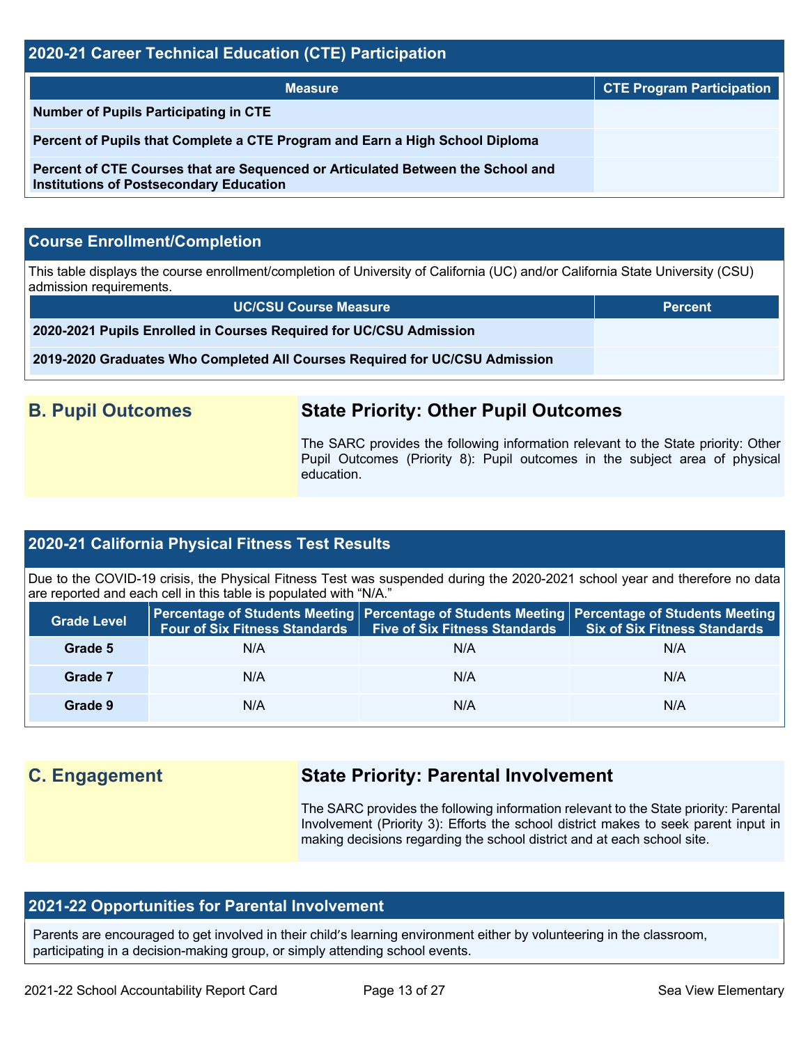## 2020-21 Career Technical Education (CTE) Participation

| Measure | CTE Program Participation |
|---|---|
| **Number of Pupils Participating in CTE** | |
| **Percent of Pupils that Complete a CTE Program and Earn a High School Diploma** | |
| **Percent of CTE Courses that are Sequenced or Articulated Between the School and Institutions of Postsecondary Education** | |

## Course Enrollment/Completion

This table displays the course enrollment/completion of University of California (UC) and/or California State University (CSU) admission requirements.

| UC/CSU Course Measure | Percent |
|---|---|
| **2020-2021 Pupils Enrolled in Courses Required for UC/CSU Admission** | |
| **2019-2020 Graduates Who Completed All Courses Required for UC/CSU Admission** | |

## B. Pupil Outcomes

### State Priority: Other Pupil Outcomes

The SARC provides the following information relevant to the State priority: Other Pupil Outcomes (Priority 8): Pupil outcomes in the subject area of physical education.

## 2020-21 California Physical Fitness Test Results

Due to the COVID-19 crisis, the Physical Fitness Test was suspended during the 2020-2021 school year and therefore no data are reported and each cell in this table is populated with "N/A."

| Grade Level | Percentage of Students Meeting Four of Six Fitness Standards | Percentage of Students Meeting Five of Six Fitness Standards | Percentage of Students Meeting Six of Six Fitness Standards |
|---|---|---|---|
| **Grade 5** | N/A | N/A | N/A |
| **Grade 7** | N/A | N/A | N/A |
| **Grade 9** | N/A | N/A | N/A |

## C. Engagement

### State Priority: Parental Involvement

The SARC provides the following information relevant to the State priority: Parental Involvement (Priority 3): Efforts the school district makes to seek parent input in making decisions regarding the school district and at each school site.

## 2021-22 Opportunities for Parental Involvement

Parents are encouraged to get involved in their child's learning environment either by volunteering in the classroom, participating in a decision-making group, or simply attending school events.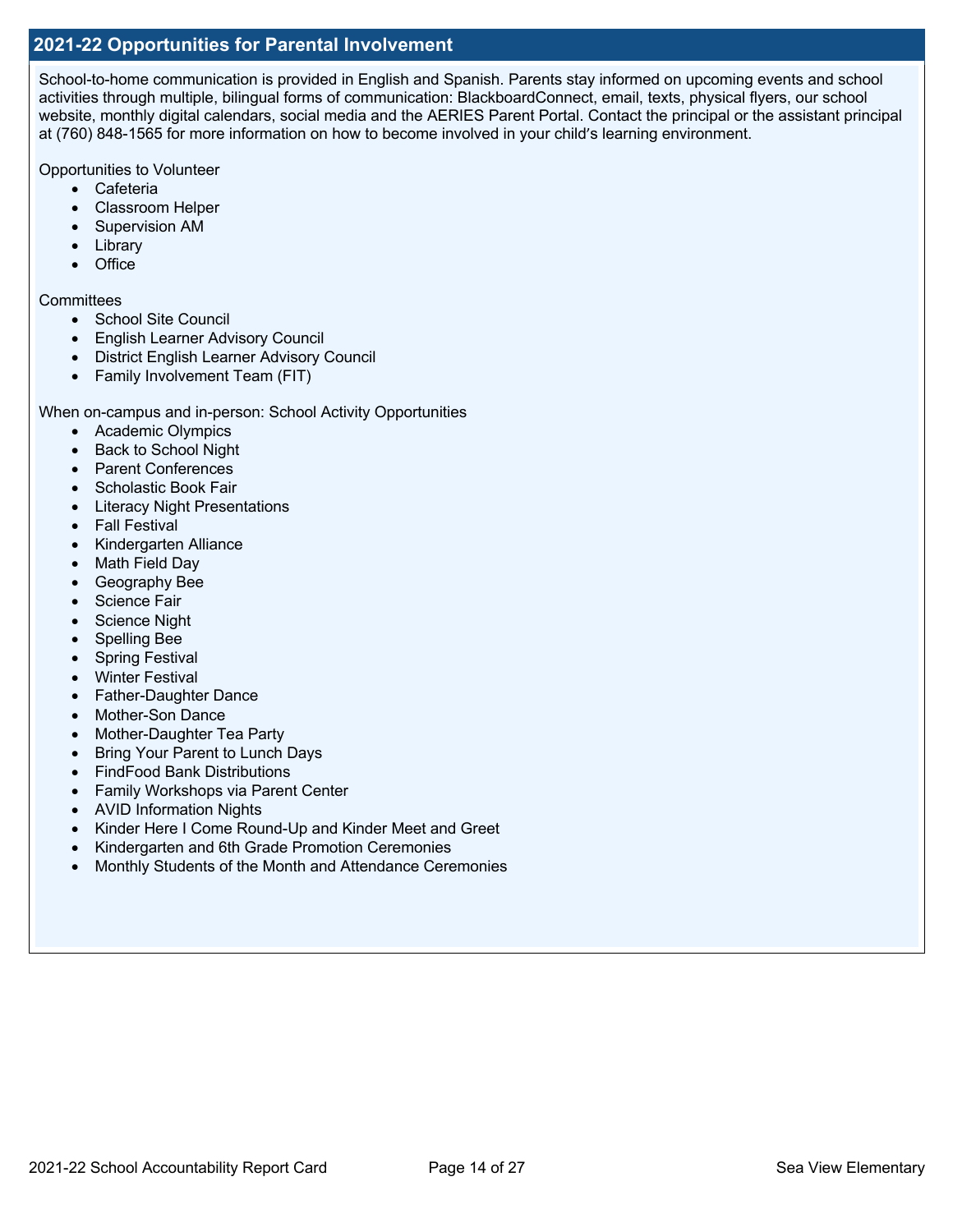## 2021-22 Opportunities for Parental Involvement

School-to-home communication is provided in English and Spanish. Parents stay informed on upcoming events and school activities through multiple, bilingual forms of communication: BlackboardConnect, email, texts, physical flyers, our school website, monthly digital calendars, social media and the AERIES Parent Portal. Contact the principal or the assistant principal at (760) 848-1565 for more information on how to become involved in your child's learning environment.

Opportunities to Volunteer

- Cafeteria
- Classroom Helper
- Supervision AM
- Library
- Office

Committees

- School Site Council
- English Learner Advisory Council
- District English Learner Advisory Council
- Family Involvement Team (FIT)

When on-campus and in-person: School Activity Opportunities

- Academic Olympics
- Back to School Night
- Parent Conferences
- Scholastic Book Fair
- Literacy Night Presentations
- Fall Festival
- Kindergarten Alliance
- Math Field Day
- Geography Bee
- Science Fair
- Science Night
- Spelling Bee
- Spring Festival
- Winter Festival
- Father-Daughter Dance
- Mother-Son Dance
- Mother-Daughter Tea Party
- Bring Your Parent to Lunch Days
- FindFood Bank Distributions
- Family Workshops via Parent Center
- AVID Information Nights
- Kinder Here I Come Round-Up and Kinder Meet and Greet
- Kindergarten and 6th Grade Promotion Ceremonies
- Monthly Students of the Month and Attendance Ceremonies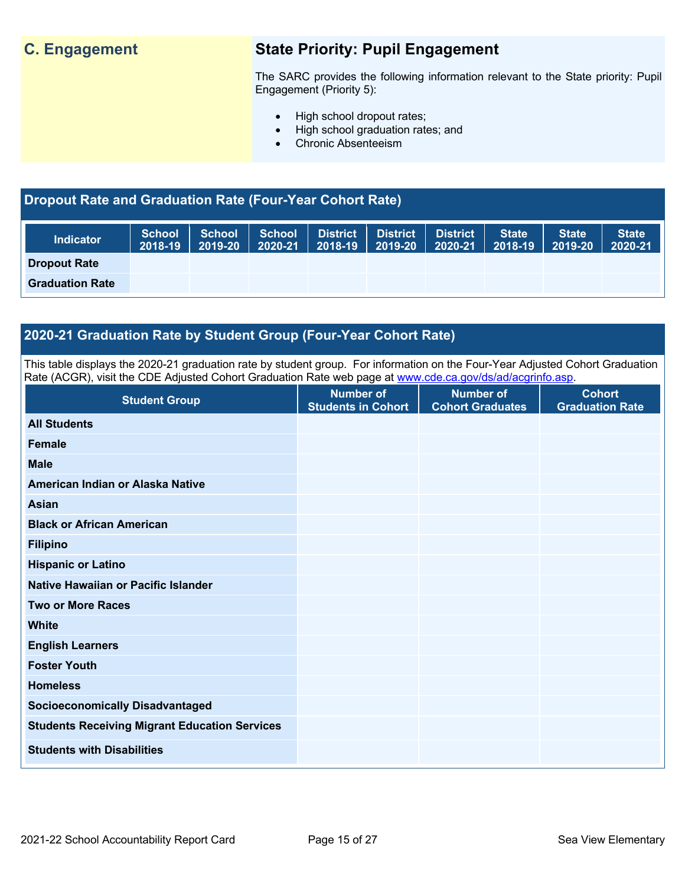## C. Engagement

### State Priority: Pupil Engagement

The SARC provides the following information relevant to the State priority: Pupil Engagement (Priority 5):

- High school dropout rates;
- High school graduation rates; and
- Chronic Absenteeism

## Dropout Rate and Graduation Rate (Four-Year Cohort Rate)

| Indicator | School 2018-19 | School 2019-20 | School 2020-21 | District 2018-19 | District 2019-20 | District 2020-21 | State 2018-19 | State 2019-20 | State 2020-21 |
|---|---|---|---|---|---|---|---|---|---|
| Dropout Rate | | | | | | | | | |
| Graduation Rate | | | | | | | | | |

## 2020-21 Graduation Rate by Student Group (Four-Year Cohort Rate)

This table displays the 2020-21 graduation rate by student group. For information on the Four-Year Adjusted Cohort Graduation Rate (ACGR), visit the CDE Adjusted Cohort Graduation Rate web page at www.cde.ca.gov/ds/ad/acgrinfo.asp.

| Student Group | Number of Students in Cohort | Number of Cohort Graduates | Cohort Graduation Rate |
|---|---|---|---|
| All Students | | | |
| Female | | | |
| Male | | | |
| American Indian or Alaska Native | | | |
| Asian | | | |
| Black or African American | | | |
| Filipino | | | |
| Hispanic or Latino | | | |
| Native Hawaiian or Pacific Islander | | | |
| Two or More Races | | | |
| White | | | |
| English Learners | | | |
| Foster Youth | | | |
| Homeless | | | |
| Socioeconomically Disadvantaged | | | |
| Students Receiving Migrant Education Services | | | |
| Students with Disabilities | | | |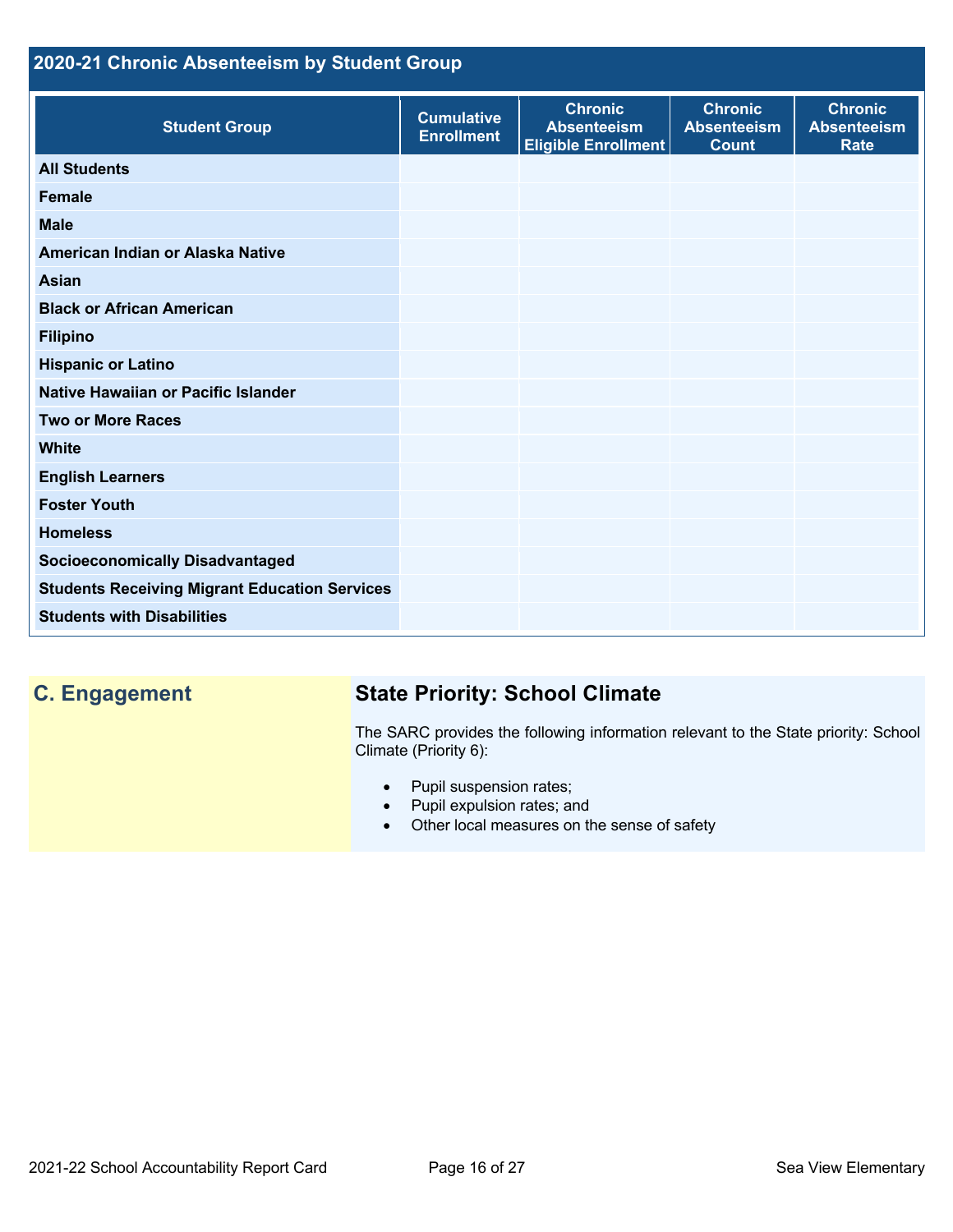## 2020-21 Chronic Absenteeism by Student Group

| Student Group | Cumulative Enrollment | Chronic Absenteeism Eligible Enrollment | Chronic Absenteeism Count | Chronic Absenteeism Rate |
| --- | --- | --- | --- | --- |
| **All Students** | | | | |
| **Female** | | | | |
| **Male** | | | | |
| **American Indian or Alaska Native** | | | | |
| **Asian** | | | | |
| **Black or African American** | | | | |
| **Filipino** | | | | |
| **Hispanic or Latino** | | | | |
| **Native Hawaiian or Pacific Islander** | | | | |
| **Two or More Races** | | | | |
| **White** | | | | |
| **English Learners** | | | | |
| **Foster Youth** | | | | |
| **Homeless** | | | | |
| **Socioeconomically Disadvantaged** | | | | |
| **Students Receiving Migrant Education Services** | | | | |
| **Students with Disabilities** | | | | |

## C. Engagement

### State Priority: School Climate

The SARC provides the following information relevant to the State priority: School Climate (Priority 6):

- Pupil suspension rates;
- Pupil expulsion rates; and
- Other local measures on the sense of safety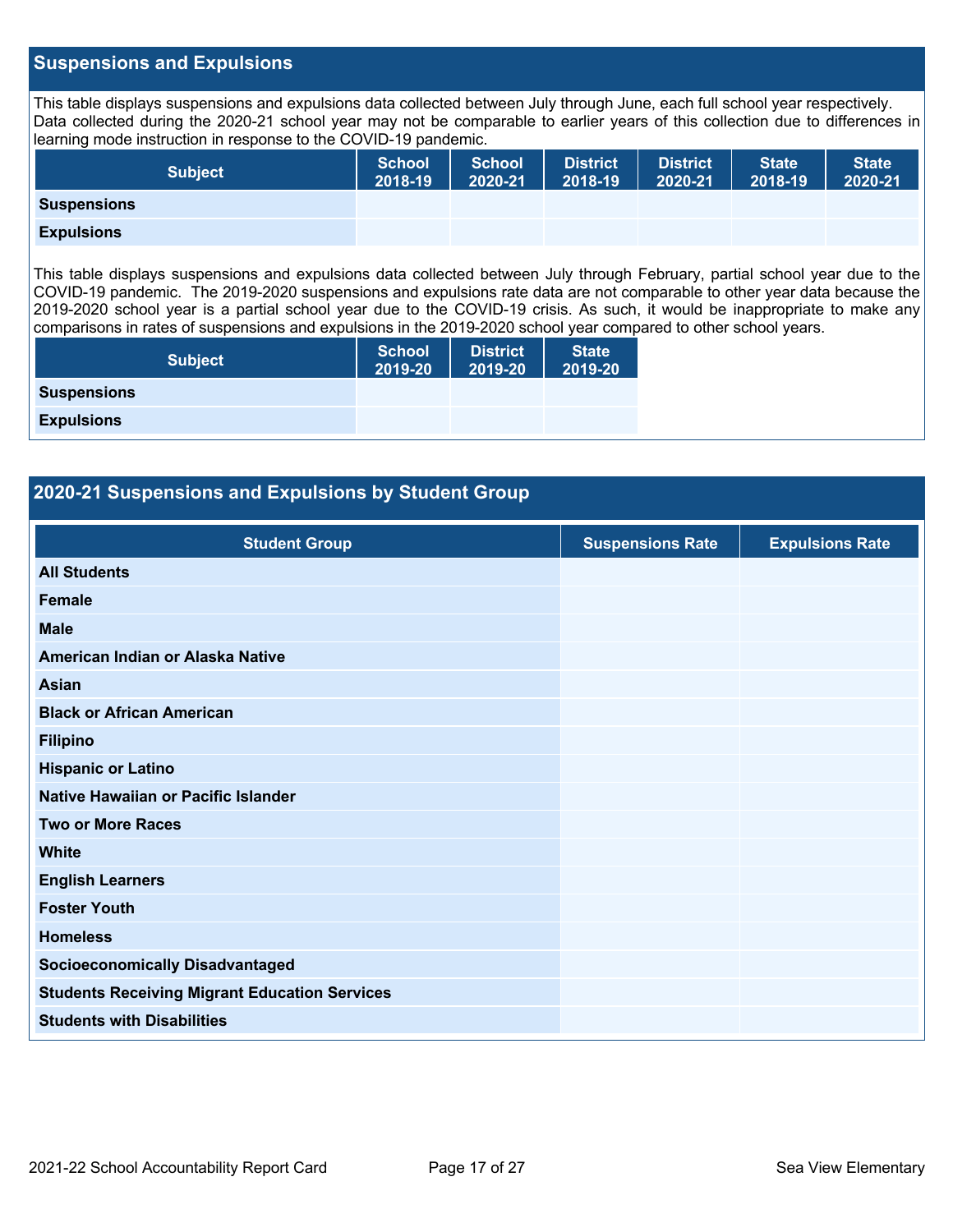## Suspensions and Expulsions

This table displays suspensions and expulsions data collected between July through June, each full school year respectively. Data collected during the 2020-21 school year may not be comparable to earlier years of this collection due to differences in learning mode instruction in response to the COVID-19 pandemic.

| Subject | School 2018-19 | School 2020-21 | District 2018-19 | District 2020-21 | State 2018-19 | State 2020-21 |
|---|---|---|---|---|---|---|
| Suspensions | | | | | | |
| Expulsions | | | | | | |

This table displays suspensions and expulsions data collected between July through February, partial school year due to the COVID-19 pandemic. The 2019-2020 suspensions and expulsions rate data are not comparable to other year data because the 2019-2020 school year is a partial school year due to the COVID-19 crisis. As such, it would be inappropriate to make any comparisons in rates of suspensions and expulsions in the 2019-2020 school year compared to other school years.

| Subject | School 2019-20 | District 2019-20 | State 2019-20 |
|---|---|---|---|
| Suspensions | | | |
| Expulsions | | | |

## 2020-21 Suspensions and Expulsions by Student Group

| Student Group | Suspensions Rate | Expulsions Rate |
|---|---|---|
| All Students | | |
| Female | | |
| Male | | |
| American Indian or Alaska Native | | |
| Asian | | |
| Black or African American | | |
| Filipino | | |
| Hispanic or Latino | | |
| Native Hawaiian or Pacific Islander | | |
| Two or More Races | | |
| White | | |
| English Learners | | |
| Foster Youth | | |
| Homeless | | |
| Socioeconomically Disadvantaged | | |
| Students Receiving Migrant Education Services | | |
| Students with Disabilities | | |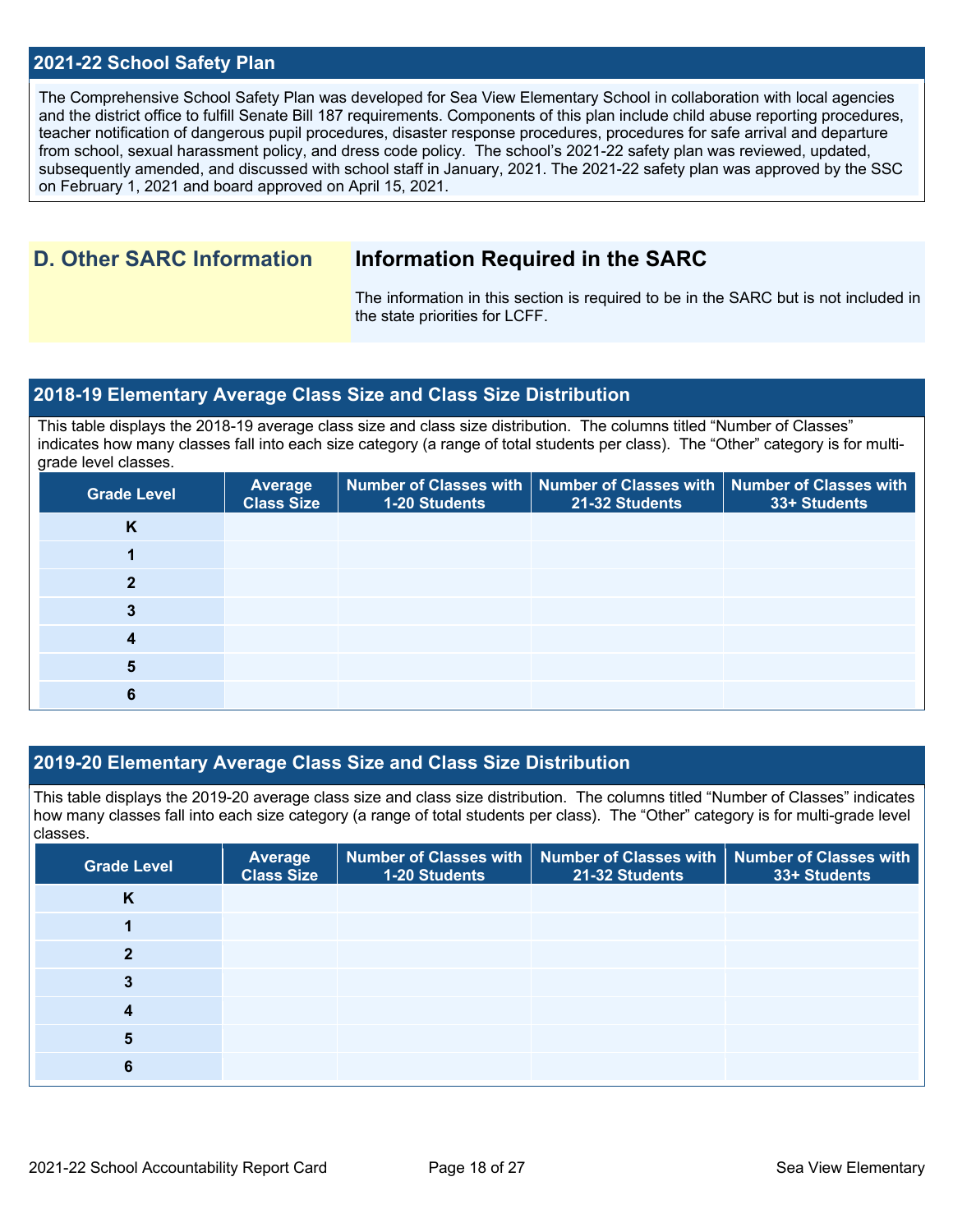## 2021-22 School Safety Plan

The Comprehensive School Safety Plan was developed for Sea View Elementary School in collaboration with local agencies and the district office to fulfill Senate Bill 187 requirements. Components of this plan include child abuse reporting procedures, teacher notification of dangerous pupil procedures, disaster response procedures, procedures for safe arrival and departure from school, sexual harassment policy, and dress code policy. The school's 2021-22 safety plan was reviewed, updated, subsequently amended, and discussed with school staff in January, 2021. The 2021-22 safety plan was approved by the SSC on February 1, 2021 and board approved on April 15, 2021.

# D. Other SARC Information

## Information Required in the SARC

The information in this section is required to be in the SARC but is not included in the state priorities for LCFF.

## 2018-19 Elementary Average Class Size and Class Size Distribution

This table displays the 2018-19 average class size and class size distribution. The columns titled "Number of Classes" indicates how many classes fall into each size category (a range of total students per class). The "Other" category is for multi-grade level classes.

| Grade Level | Average Class Size | Number of Classes with 1-20 Students | Number of Classes with 21-32 Students | Number of Classes with 33+ Students |
|---|---|---|---|---|
| K | | | | |
| 1 | | | | |
| 2 | | | | |
| 3 | | | | |
| 4 | | | | |
| 5 | | | | |
| 6 | | | | |

## 2019-20 Elementary Average Class Size and Class Size Distribution

This table displays the 2019-20 average class size and class size distribution. The columns titled "Number of Classes" indicates how many classes fall into each size category (a range of total students per class). The "Other" category is for multi-grade level classes.

| Grade Level | Average Class Size | Number of Classes with 1-20 Students | Number of Classes with 21-32 Students | Number of Classes with 33+ Students |
|---|---|---|---|---|
| K | | | | |
| 1 | | | | |
| 2 | | | | |
| 3 | | | | |
| 4 | | | | |
| 5 | | | | |
| 6 | | | | |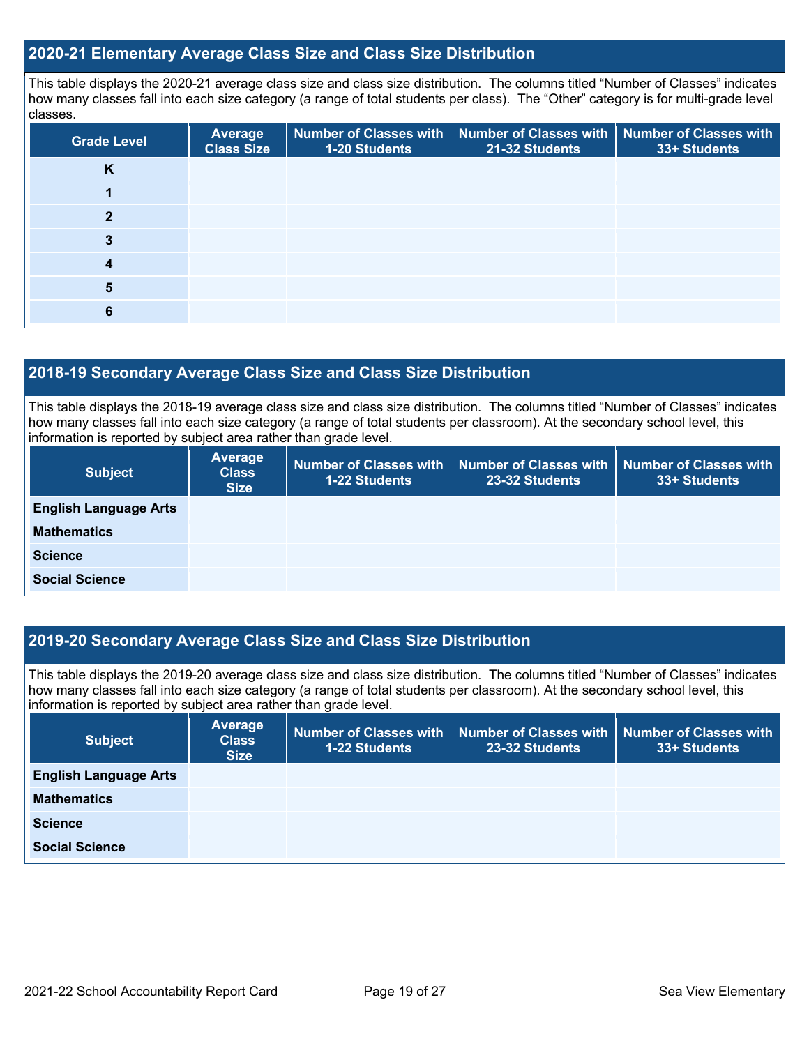## 2020-21 Elementary Average Class Size and Class Size Distribution

This table displays the 2020-21 average class size and class size distribution. The columns titled "Number of Classes" indicates how many classes fall into each size category (a range of total students per class). The "Other" category is for multi-grade level classes.

| Grade Level | Average Class Size | Number of Classes with 1-20 Students | Number of Classes with 21-32 Students | Number of Classes with 33+ Students |
|---|---|---|---|---|
| K | | | | |
| 1 | | | | |
| 2 | | | | |
| 3 | | | | |
| 4 | | | | |
| 5 | | | | |
| 6 | | | | |

## 2018-19 Secondary Average Class Size and Class Size Distribution

This table displays the 2018-19 average class size and class size distribution. The columns titled "Number of Classes" indicates how many classes fall into each size category (a range of total students per classroom). At the secondary school level, this information is reported by subject area rather than grade level.

| Subject | Average Class Size | Number of Classes with 1-22 Students | Number of Classes with 23-32 Students | Number of Classes with 33+ Students |
|---|---|---|---|---|
| English Language Arts | | | | |
| Mathematics | | | | |
| Science | | | | |
| Social Science | | | | |

## 2019-20 Secondary Average Class Size and Class Size Distribution

This table displays the 2019-20 average class size and class size distribution. The columns titled "Number of Classes" indicates how many classes fall into each size category (a range of total students per classroom). At the secondary school level, this information is reported by subject area rather than grade level.

| Subject | Average Class Size | Number of Classes with 1-22 Students | Number of Classes with 23-32 Students | Number of Classes with 33+ Students |
|---|---|---|---|---|
| English Language Arts | | | | |
| Mathematics | | | | |
| Science | | | | |
| Social Science | | | | |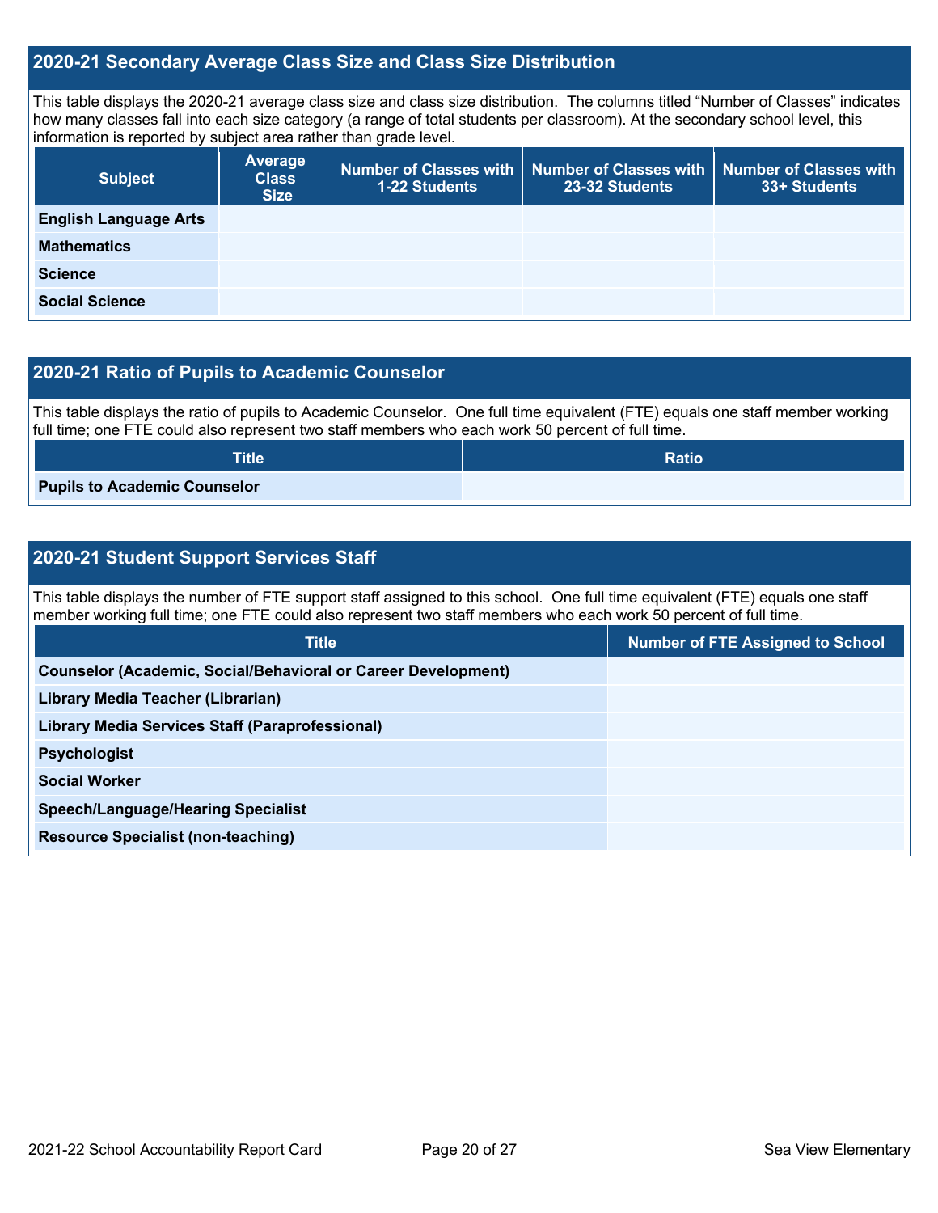## 2020-21 Secondary Average Class Size and Class Size Distribution

This table displays the 2020-21 average class size and class size distribution. The columns titled "Number of Classes" indicates how many classes fall into each size category (a range of total students per classroom). At the secondary school level, this information is reported by subject area rather than grade level.

| Subject | Average Class Size | Number of Classes with 1-22 Students | Number of Classes with 23-32 Students | Number of Classes with 33+ Students |
|---|---|---|---|---|
| **English Language Arts** | | | | |
| **Mathematics** | | | | |
| **Science** | | | | |
| **Social Science** | | | | |

## 2020-21 Ratio of Pupils to Academic Counselor

This table displays the ratio of pupils to Academic Counselor. One full time equivalent (FTE) equals one staff member working full time; one FTE could also represent two staff members who each work 50 percent of full time.

| Title | Ratio |
|---|---|
| **Pupils to Academic Counselor** | |

## 2020-21 Student Support Services Staff

This table displays the number of FTE support staff assigned to this school. One full time equivalent (FTE) equals one staff member working full time; one FTE could also represent two staff members who each work 50 percent of full time.

| Title | Number of FTE Assigned to School |
|---|---|
| **Counselor (Academic, Social/Behavioral or Career Development)** | |
| **Library Media Teacher (Librarian)** | |
| **Library Media Services Staff (Paraprofessional)** | |
| **Psychologist** | |
| **Social Worker** | |
| **Speech/Language/Hearing Specialist** | |
| **Resource Specialist (non-teaching)** | |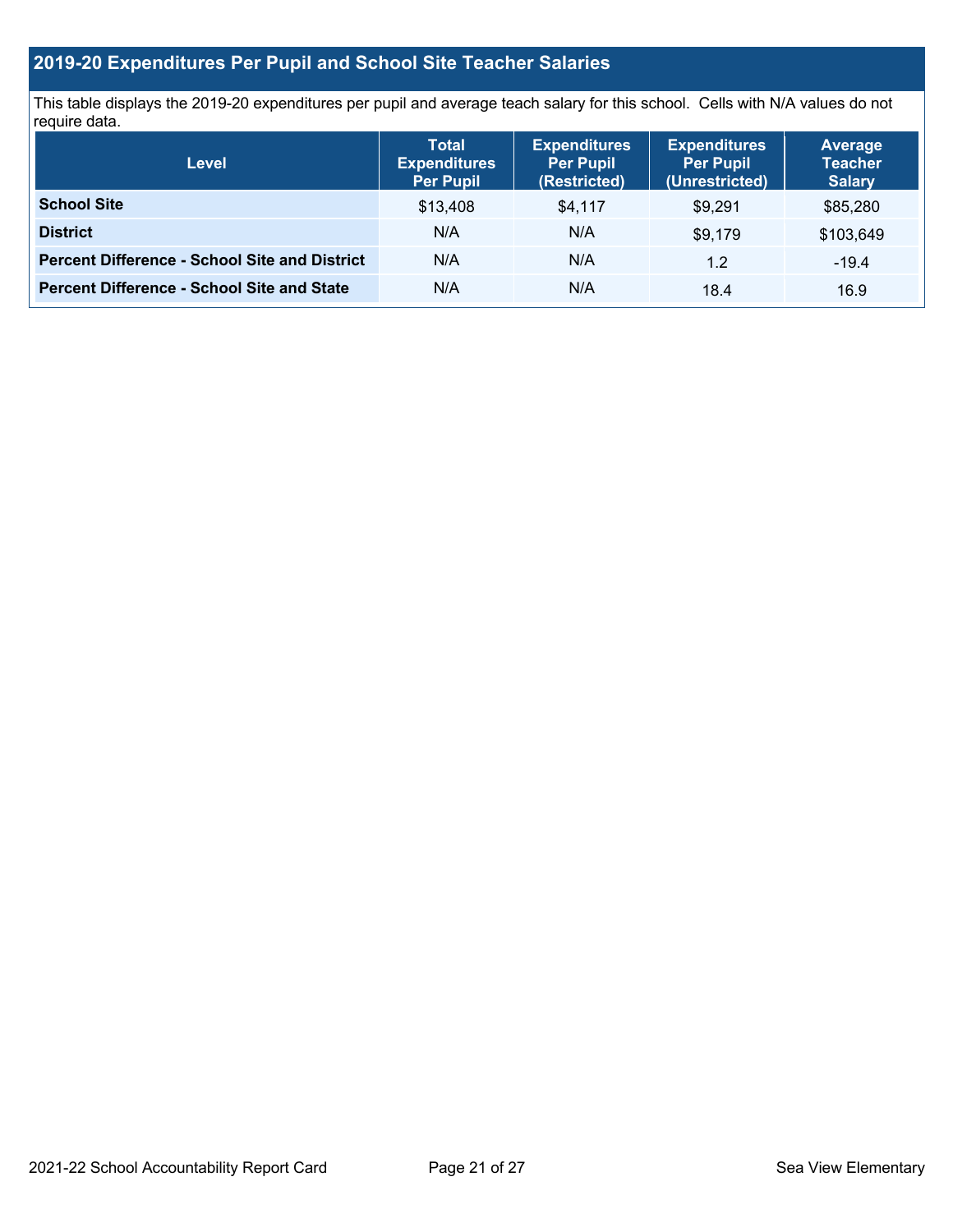## 2019-20 Expenditures Per Pupil and School Site Teacher Salaries

This table displays the 2019-20 expenditures per pupil and average teach salary for this school. Cells with N/A values do not require data.

| Level | Total Expenditures Per Pupil | Expenditures Per Pupil (Restricted) | Expenditures Per Pupil (Unrestricted) | Average Teacher Salary |
|---|---|---|---|---|
| **School Site** | $13,408 | $4,117 | $9,291 | $85,280 |
| **District** | N/A | N/A | $9,179 | $103,649 |
| **Percent Difference - School Site and District** | N/A | N/A | 1.2 | -19.4 |
| **Percent Difference - School Site and State** | N/A | N/A | 18.4 | 16.9 |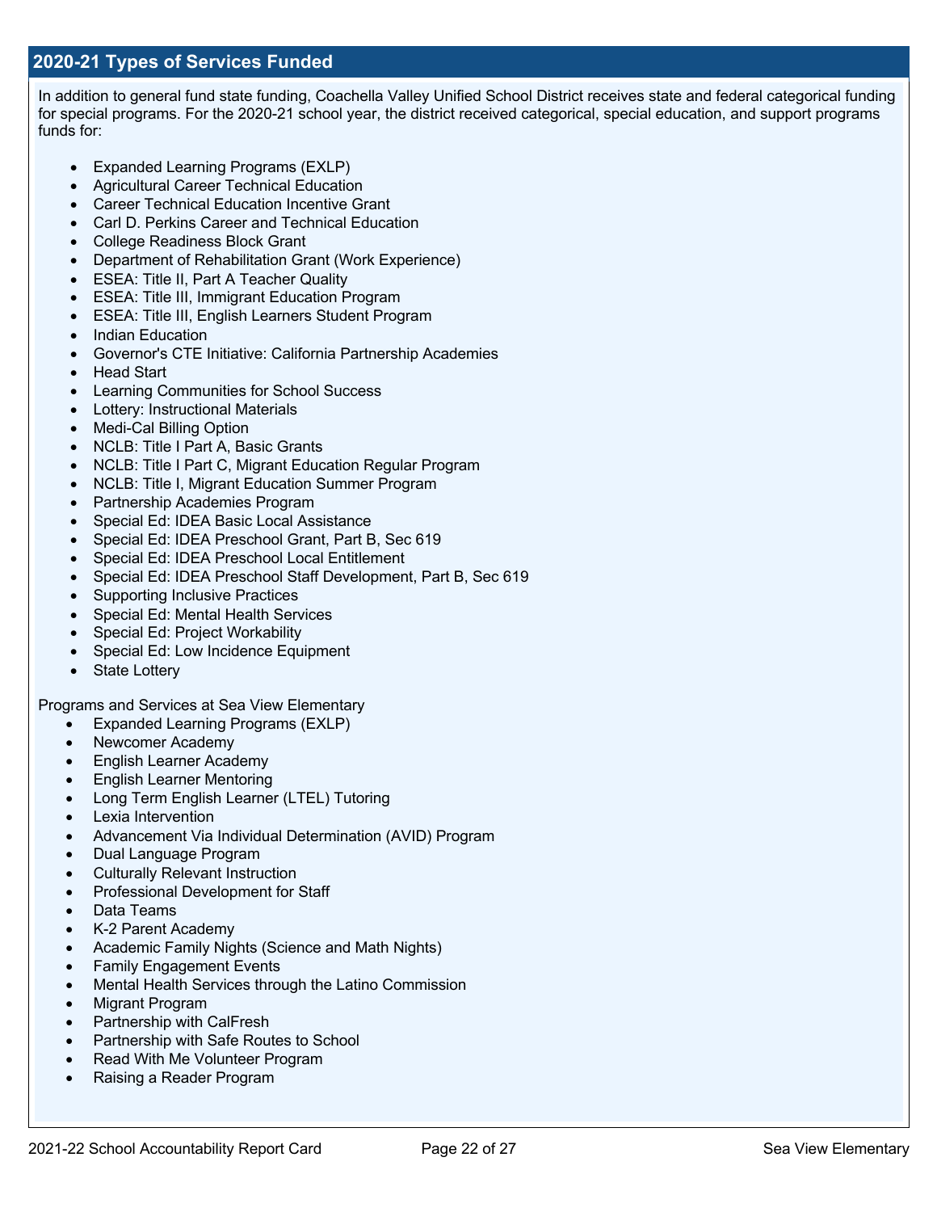## 2020-21 Types of Services Funded

In addition to general fund state funding, Coachella Valley Unified School District receives state and federal categorical funding for special programs. For the 2020-21 school year, the district received categorical, special education, and support programs funds for:

- Expanded Learning Programs (EXLP)
- Agricultural Career Technical Education
- Career Technical Education Incentive Grant
- Carl D. Perkins Career and Technical Education
- College Readiness Block Grant
- Department of Rehabilitation Grant (Work Experience)
- ESEA: Title II, Part A Teacher Quality
- ESEA: Title III, Immigrant Education Program
- ESEA: Title III, English Learners Student Program
- Indian Education
- Governor's CTE Initiative: California Partnership Academies
- Head Start
- Learning Communities for School Success
- Lottery: Instructional Materials
- Medi-Cal Billing Option
- NCLB: Title I Part A, Basic Grants
- NCLB: Title I Part C, Migrant Education Regular Program
- NCLB: Title I, Migrant Education Summer Program
- Partnership Academies Program
- Special Ed: IDEA Basic Local Assistance
- Special Ed: IDEA Preschool Grant, Part B, Sec 619
- Special Ed: IDEA Preschool Local Entitlement
- Special Ed: IDEA Preschool Staff Development, Part B, Sec 619
- Supporting Inclusive Practices
- Special Ed: Mental Health Services
- Special Ed: Project Workability
- Special Ed: Low Incidence Equipment
- State Lottery

Programs and Services at Sea View Elementary

- Expanded Learning Programs (EXLP)
- Newcomer Academy
- English Learner Academy
- English Learner Mentoring
- Long Term English Learner (LTEL) Tutoring
- Lexia Intervention
- Advancement Via Individual Determination (AVID) Program
- Dual Language Program
- Culturally Relevant Instruction
- Professional Development for Staff
- Data Teams
- K-2 Parent Academy
- Academic Family Nights (Science and Math Nights)
- Family Engagement Events
- Mental Health Services through the Latino Commission
- Migrant Program
- Partnership with CalFresh
- Partnership with Safe Routes to School
- Read With Me Volunteer Program
- Raising a Reader Program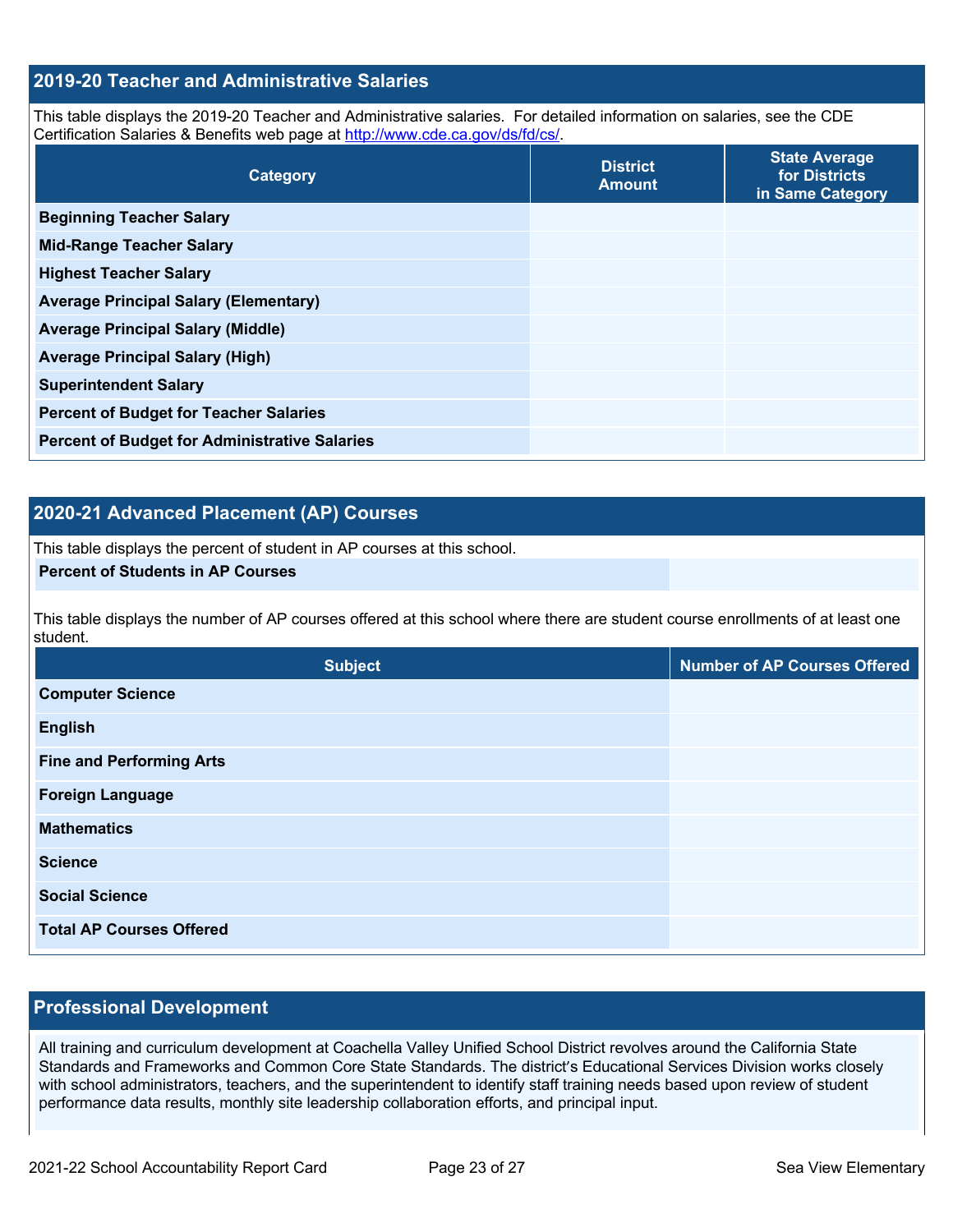## 2019-20 Teacher and Administrative Salaries

This table displays the 2019-20 Teacher and Administrative salaries. For detailed information on salaries, see the CDE Certification Salaries & Benefits web page at http://www.cde.ca.gov/ds/fd/cs/.

| Category | District Amount | State Average for Districts in Same Category |
|---|---|---|
| **Beginning Teacher Salary** | | |
| **Mid-Range Teacher Salary** | | |
| **Highest Teacher Salary** | | |
| **Average Principal Salary (Elementary)** | | |
| **Average Principal Salary (Middle)** | | |
| **Average Principal Salary (High)** | | |
| **Superintendent Salary** | | |
| **Percent of Budget for Teacher Salaries** | | |
| **Percent of Budget for Administrative Salaries** | | |

## 2020-21 Advanced Placement (AP) Courses

This table displays the percent of student in AP courses at this school.

| **Percent of Students in AP Courses** | |
|---|---|

This table displays the number of AP courses offered at this school where there are student course enrollments of at least one student.

| Subject | Number of AP Courses Offered |
|---|---|
| **Computer Science** | |
| **English** | |
| **Fine and Performing Arts** | |
| **Foreign Language** | |
| **Mathematics** | |
| **Science** | |
| **Social Science** | |
| **Total AP Courses Offered** | |

## Professional Development

All training and curriculum development at Coachella Valley Unified School District revolves around the California State Standards and Frameworks and Common Core State Standards. The district's Educational Services Division works closely with school administrators, teachers, and the superintendent to identify staff training needs based upon review of student performance data results, monthly site leadership collaboration efforts, and principal input.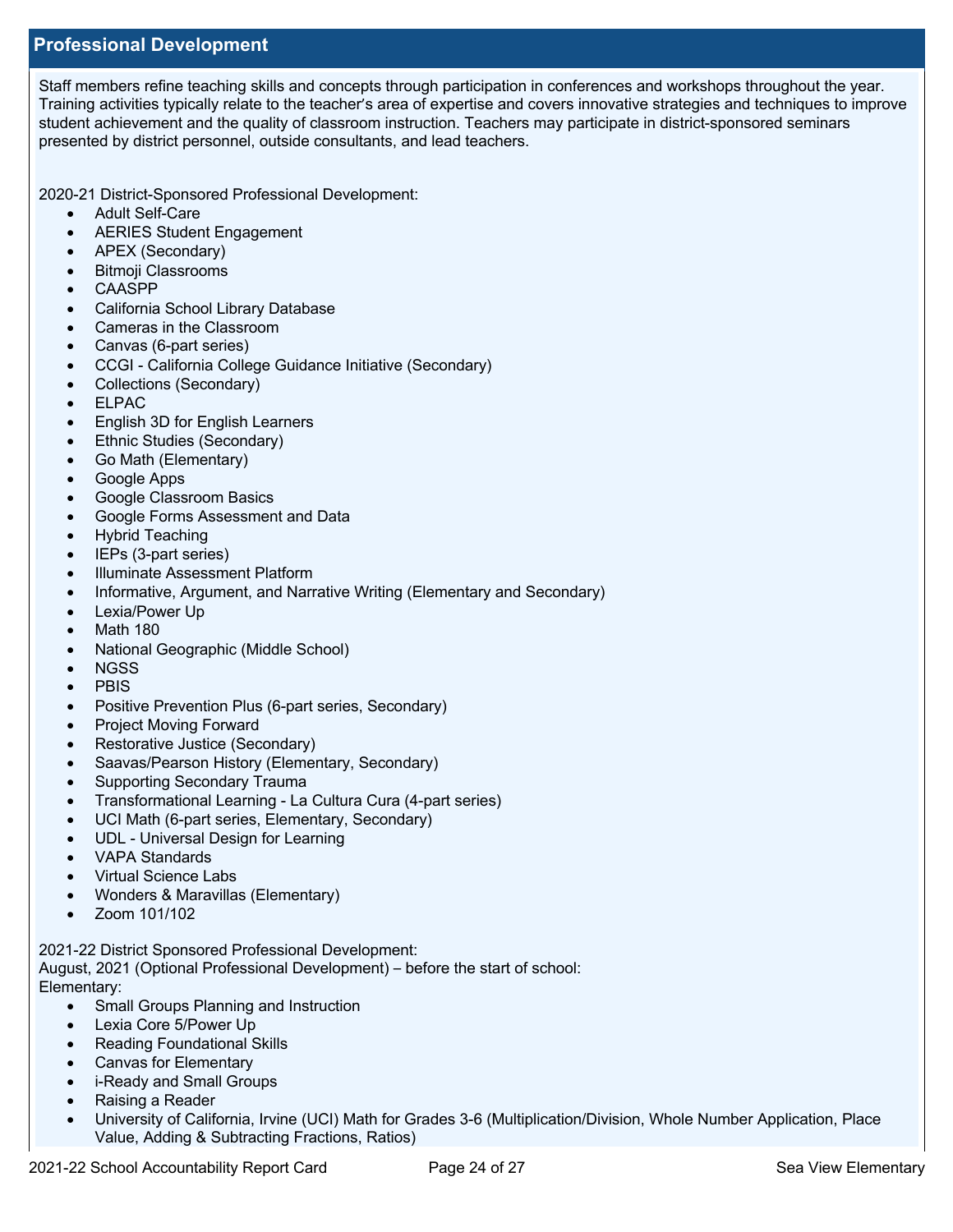## Professional Development

Staff members refine teaching skills and concepts through participation in conferences and workshops throughout the year. Training activities typically relate to the teacher's area of expertise and covers innovative strategies and techniques to improve student achievement and the quality of classroom instruction. Teachers may participate in district-sponsored seminars presented by district personnel, outside consultants, and lead teachers.

2020-21 District-Sponsored Professional Development:

- Adult Self-Care
- AERIES Student Engagement
- APEX (Secondary)
- Bitmoji Classrooms
- CAASPP
- California School Library Database
- Cameras in the Classroom
- Canvas (6-part series)
- CCGI - California College Guidance Initiative (Secondary)
- Collections (Secondary)
- ELPAC
- English 3D for English Learners
- Ethnic Studies (Secondary)
- Go Math (Elementary)
- Google Apps
- Google Classroom Basics
- Google Forms Assessment and Data
- Hybrid Teaching
- IEPs (3-part series)
- Illuminate Assessment Platform
- Informative, Argument, and Narrative Writing (Elementary and Secondary)
- Lexia/Power Up
- Math 180
- National Geographic (Middle School)
- NGSS
- PBIS
- Positive Prevention Plus (6-part series, Secondary)
- Project Moving Forward
- Restorative Justice (Secondary)
- Saavas/Pearson History (Elementary, Secondary)
- Supporting Secondary Trauma
- Transformational Learning - La Cultura Cura (4-part series)
- UCI Math (6-part series, Elementary, Secondary)
- UDL - Universal Design for Learning
- VAPA Standards
- Virtual Science Labs
- Wonders & Maravillas (Elementary)
- Zoom 101/102

2021-22 District Sponsored Professional Development:
August, 2021 (Optional Professional Development) – before the start of school:
Elementary:

- Small Groups Planning and Instruction
- Lexia Core 5/Power Up
- Reading Foundational Skills
- Canvas for Elementary
- i-Ready and Small Groups
- Raising a Reader
- University of California, Irvine (UCI) Math for Grades 3-6 (Multiplication/Division, Whole Number Application, Place Value, Adding & Subtracting Fractions, Ratios)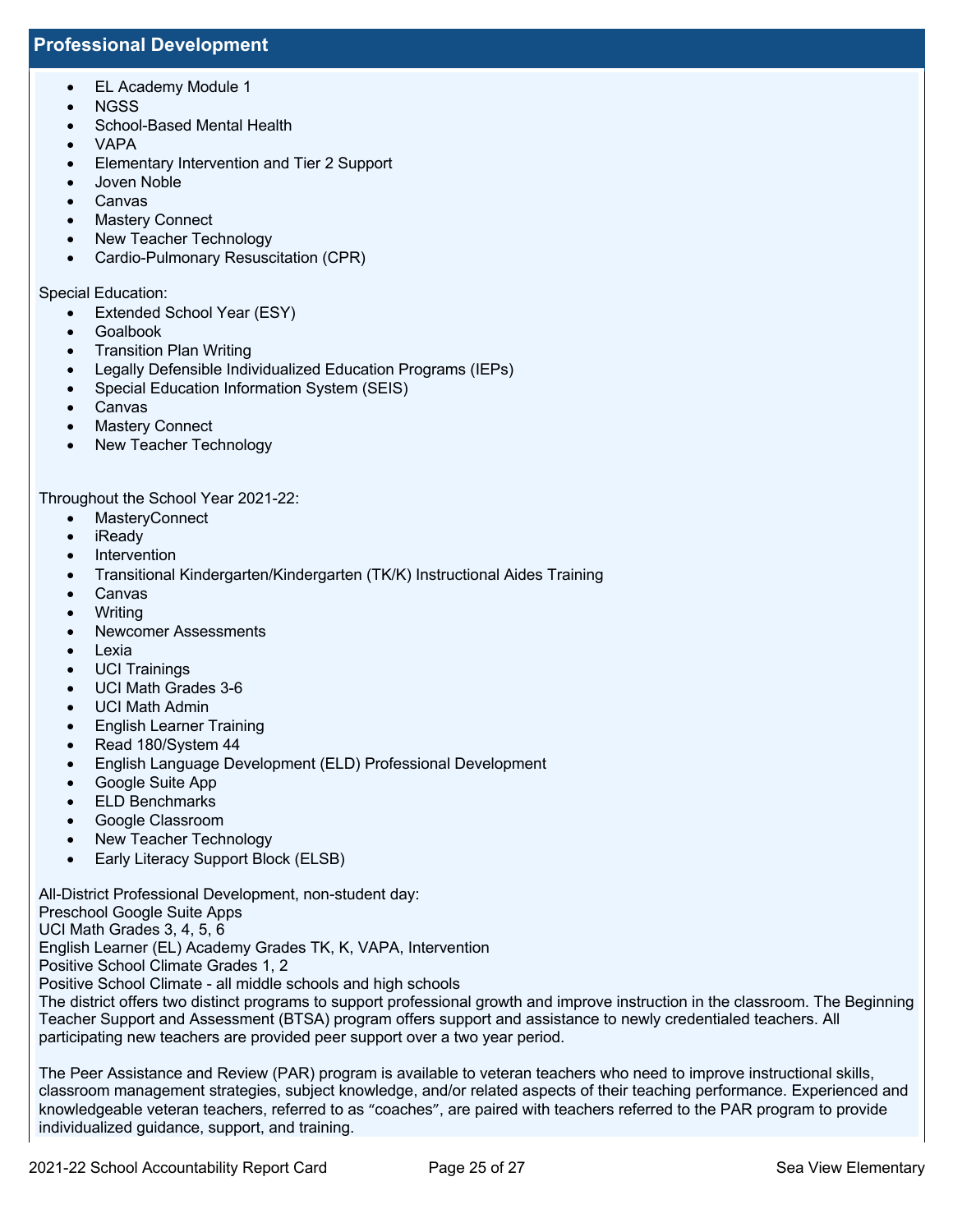## Professional Development

- EL Academy Module 1
- NGSS
- School-Based Mental Health
- VAPA
- Elementary Intervention and Tier 2 Support
- Joven Noble
- Canvas
- Mastery Connect
- New Teacher Technology
- Cardio-Pulmonary Resuscitation (CPR)

Special Education:

- Extended School Year (ESY)
- Goalbook
- Transition Plan Writing
- Legally Defensible Individualized Education Programs (IEPs)
- Special Education Information System (SEIS)
- Canvas
- Mastery Connect
- New Teacher Technology

Throughout the School Year 2021-22:

- MasteryConnect
- iReady
- Intervention
- Transitional Kindergarten/Kindergarten (TK/K) Instructional Aides Training
- Canvas
- Writing
- Newcomer Assessments
- Lexia
- UCI Trainings
- UCI Math Grades 3-6
- UCI Math Admin
- English Learner Training
- Read 180/System 44
- English Language Development (ELD) Professional Development
- Google Suite App
- ELD Benchmarks
- Google Classroom
- New Teacher Technology
- Early Literacy Support Block (ELSB)

All-District Professional Development, non-student day:
Preschool Google Suite Apps
UCI Math Grades 3, 4, 5, 6
English Learner (EL) Academy Grades TK, K, VAPA, Intervention
Positive School Climate Grades 1, 2
Positive School Climate - all middle schools and high schools
The district offers two distinct programs to support professional growth and improve instruction in the classroom. The Beginning Teacher Support and Assessment (BTSA) program offers support and assistance to newly credentialed teachers. All participating new teachers are provided peer support over a two year period.

The Peer Assistance and Review (PAR) program is available to veteran teachers who need to improve instructional skills, classroom management strategies, subject knowledge, and/or related aspects of their teaching performance. Experienced and knowledgeable veteran teachers, referred to as "coaches", are paired with teachers referred to the PAR program to provide individualized guidance, support, and training.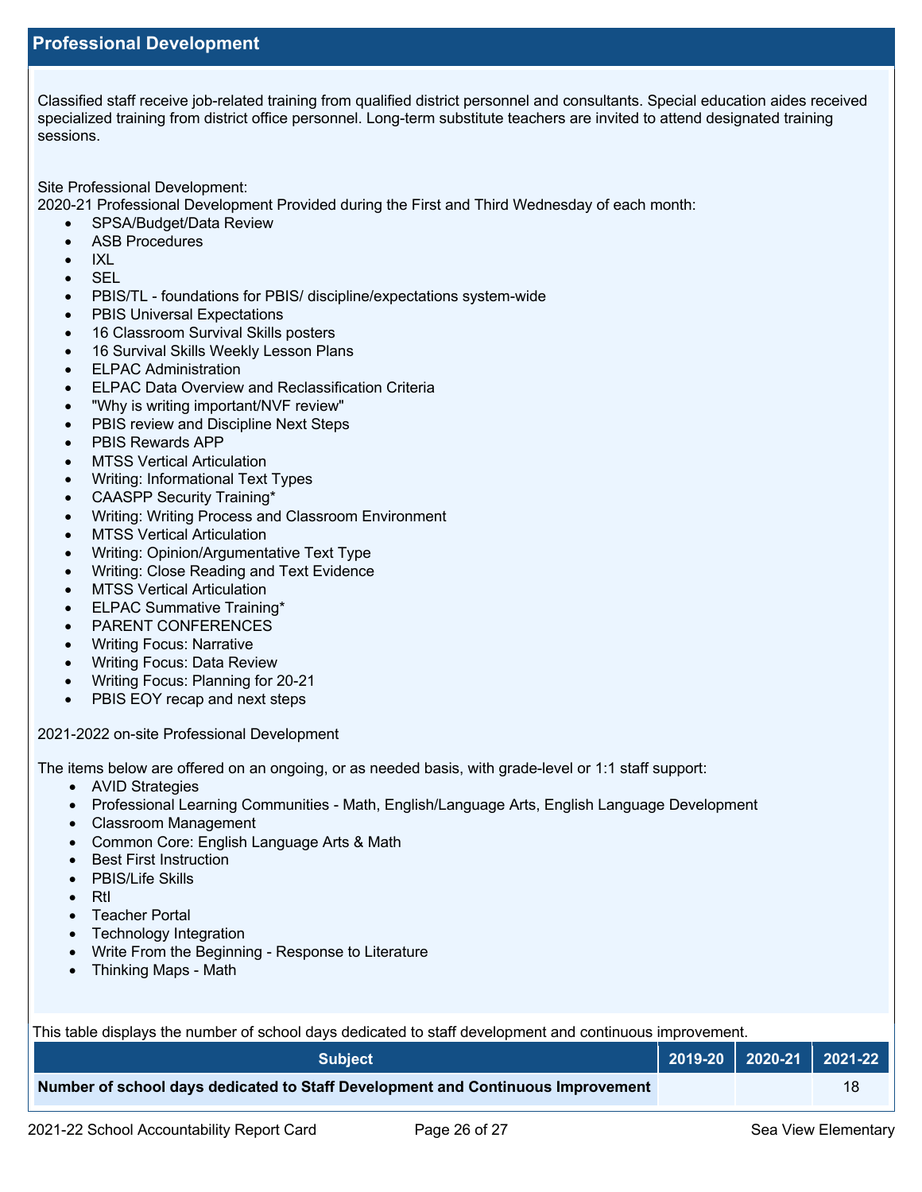## Professional Development

Classified staff receive job-related training from qualified district personnel and consultants. Special education aides received specialized training from district office personnel. Long-term substitute teachers are invited to attend designated training sessions.

Site Professional Development:
2020-21 Professional Development Provided during the First and Third Wednesday of each month:

- SPSA/Budget/Data Review
- ASB Procedures
- IXL
- SEL
- PBIS/TL - foundations for PBIS/ discipline/expectations system-wide
- PBIS Universal Expectations
- 16 Classroom Survival Skills posters
- 16 Survival Skills Weekly Lesson Plans
- ELPAC Administration
- ELPAC Data Overview and Reclassification Criteria
- "Why is writing important/NVF review"
- PBIS review and Discipline Next Steps
- PBIS Rewards APP
- MTSS Vertical Articulation
- Writing: Informational Text Types
- CAASPP Security Training*
- Writing: Writing Process and Classroom Environment
- MTSS Vertical Articulation
- Writing: Opinion/Argumentative Text Type
- Writing: Close Reading and Text Evidence
- MTSS Vertical Articulation
- ELPAC Summative Training*
- PARENT CONFERENCES
- Writing Focus: Narrative
- Writing Focus: Data Review
- Writing Focus: Planning for 20-21
- PBIS EOY recap and next steps

2021-2022 on-site Professional Development

The items below are offered on an ongoing, or as needed basis, with grade-level or 1:1 staff support:

- AVID Strategies
- Professional Learning Communities - Math, English/Language Arts, English Language Development
- Classroom Management
- Common Core: English Language Arts & Math
- Best First Instruction
- PBIS/Life Skills
- RtI
- Teacher Portal
- Technology Integration
- Write From the Beginning - Response to Literature
- Thinking Maps - Math

This table displays the number of school days dedicated to staff development and continuous improvement.

| Subject | 2019-20 | 2020-21 | 2021-22 |
|---|---|---|---|
| **Number of school days dedicated to Staff Development and Continuous Improvement** | | | 18 |